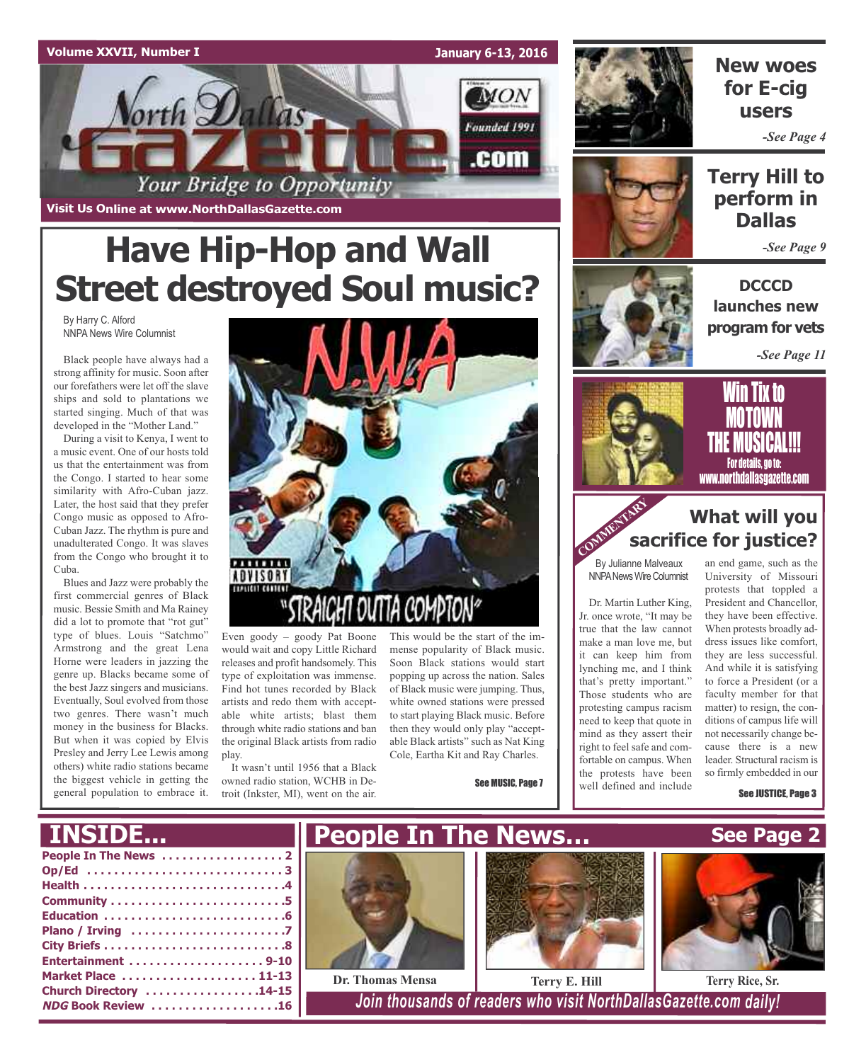Volume XXVII, Number I — January 6-13, 2016

# North Dallas Gazette

Your Bridge to Opportunity

Founded 1991

Visit Us Online at www.NorthDallasGazette.com

# Have Hip-Hop and Wall Street destroyed Soul music?

By Harry C. Alford
NNPA News Wire Columnist

Black people have always had a strong affinity for music. Soon after our forefathers were let off the slave ships and sold to plantations we started singing. Much of that was developed in the "Mother Land."

During a visit to Kenya, I went to a music event. One of our hosts told us that the entertainment was from the Congo. I started to hear some similarity with Afro-Cuban jazz. Later, the host said that they prefer Congo music as opposed to Afro-Cuban Jazz. The rhythm is pure and unadulterated Congo. It was slaves from the Congo who brought it to Cuba.

Blues and Jazz were probably the first commercial genres of Black music. Bessie Smith and Ma Rainey did a lot to promote that "rot gut" type of blues. Louis "Satchmo" Armstrong and the great Lena Horne were leaders in jazzing the genre up. Blacks became some of the best Jazz singers and musicians. Eventually, Soul evolved from those two genres. There wasn't much money in the business for Blacks. But when it was copied by Elvis Presley and Jerry Lee Lewis among others) white radio stations became the biggest vehicle in getting the general population to embrace it. Even goody – goody Pat Boone would wait and copy Little Richard releases and profit handsomely. This type of exploitation was immense. Find hot tunes recorded by Black artists and redo them with acceptable white artists; blast them through white radio stations and ban the original Black artists from radio play.

It wasn't until 1956 that a Black owned radio station, WCHB in Detroit (Inkster, MI), went on the air. This would be the start of the immense popularity of Black music. Soon Black stations would start popping up across the nation. Sales of Black music were jumping. Thus, white owned stations were pressed to start playing Black music. Before then they would only play "acceptable Black artists" such as Nat King Cole, Eartha Kit and Ray Charles.

See MUSIC, Page 7

## New woes for E-cig users

*-See Page 4*

## Terry Hill to perform in Dallas

*-See Page 9*

## DCCCD launches new program for vets

*-See Page 11*

## Win Tix to MOTOWN THE MUSICAL!!!

For details, go to: www.northdallasgazette.com

COMMENTARY

## What will you sacrifice for justice?

By Julianne Malveaux
NNPA News Wire Columnist

Dr. Martin Luther King, Jr. once wrote, "It may be true that the law cannot make a man love me, but it can keep him from lynching me, and I think that's pretty important." Those students who are protesting campus racism need to keep that quote in mind as they assert their right to feel safe and comfortable on campus. When the protests have been well defined and include an end game, such as the University of Missouri protests that toppled a President and Chancellor, they have been effective. When protests broadly address issues like comfort, they are less successful. And while it is satisfying to force a President (or a faculty member for that matter) to resign, the conditions of campus life will not necessarily change because there is a new leader. Structural racism is so firmly embedded in our

See JUSTICE, Page 3

## INSIDE...

- People In The News . . . . . . . . . . . . . . . . . 2
- Op/Ed . . . . . . . . . . . . . . . . . . . . . . . . . . . . 3
- Health . . . . . . . . . . . . . . . . . . . . . . . . . . . . 4
- Community . . . . . . . . . . . . . . . . . . . . . . . . 5
- Education . . . . . . . . . . . . . . . . . . . . . . . . . 6
- Plano / Irving . . . . . . . . . . . . . . . . . . . . . . 7
- City Briefs . . . . . . . . . . . . . . . . . . . . . . . . 8
- Entertainment . . . . . . . . . . . . . . . . . . . 9-10
- Market Place . . . . . . . . . . . . . . . . . . . 11-13
- Church Directory . . . . . . . . . . . . . . . . 14-15
- *NDG* Book Review . . . . . . . . . . . . . . . . . 16

## People In The News... See Page 2

Dr. Thomas Mensa — Terry E. Hill — Terry Rice, Sr.

*Join thousands of readers who visit NorthDallasGazette.com daily!*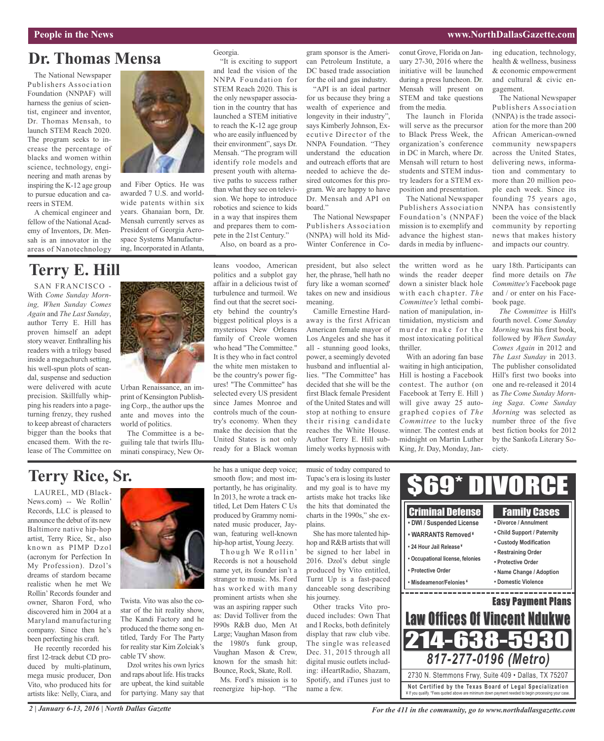## Dr. Thomas Mensa

The National Newspaper Publishers Association Foundation (NNPAF) will harness the genius of scientist, engineer and inventor, Dr. Thomas Mensah, to launch STEM Reach 2020. The program seeks to increase the percentage of blacks and women within science, technology, engineering and math arenas by inspiring the K-12 age group to pursue education and careers in STEM.

A chemical engineer and fellow of the National Academy of Inventors, Dr. Mensah is an innovator in the areas of Nanotechnology and Fiber Optics. He was awarded 7 U.S. and worldwide patents within six years. Ghanaian born, Dr. Mensah currently serves as President of Georgia Aerospace Systems Manufacturing, Incorporated in Atlanta, Georgia.

"It is exciting to support and lead the vision of the NNPA Foundation for STEM Reach 2020. This is the only newspaper association in the country that has launched a STEM initiative to reach the K-12 age group who are easily influenced by their environment", says Dr. Mensah. "The program will identify role models and present youth with alternative paths to success rather than what they see on television. We hope to introduce robotics and science to kids in a way that inspires them and prepares them to compete in the 21st Century."

Also, on board as a program sponsor is the American Petroleum Institute, a DC based trade association for the oil and gas industry.

"API is an ideal partner for us because they bring a wealth of experience and longevity in their industry", says Kimberly Johnson, Executive Director of the NNPA Foundation. "They understand the education and outreach efforts that are needed to achieve the desired outcomes for this program. We are happy to have Dr. Mensah and API on board."

The National Newspaper Publishers Association (NNPA) will hold its Mid-Winter Conference in Coconut Grove, Florida on January 27-30, 2016 where the initiative will be launched during a press luncheon. Dr. Mensah will present on STEM and take questions from the media.

The launch in Florida will serve as the precursor to Black Press Week, the organization's conference in DC in March, where Dr. Mensah will return to host students and STEM industry leaders for a STEM exposition and presentation.

The National Newspaper Publishers Association Foundation's (NNPAF) mission is to exemplify and advance the highest standards in media by influencing education, technology, health & wellness, business & economic empowerment and cultural & civic engagement.

The National Newspaper Publishers Association (NNPA) is the trade association for the more than 200 African American-owned community newspapers across the United States, delivering news, information and commentary to more than 20 million people each week. Since its founding 75 years ago, NNPA has consistently been the voice of the black community by reporting news that makes history and impacts our country.

## Terry E. Hill

SAN FRANCISCO - With *Come Sunday Morning, When Sunday Comes Again* and *The Last Sunday*, author Terry E. Hill has proven himself an adept story weaver. Enthralling his readers with a trilogy based inside a megachurch setting, his well-spun plots of scandal, suspense and seduction were delivered with acute precision. Skillfully whipping his readers into a page-turning frenzy, they rushed to keep abreast of characters bigger than the books that encased them. With the release of The Committee on Urban Renaissance, an imprint of Kensington Publishing Corp., the author ups the ante and moves into the world of politics.

The Committee is a beguiling tale that twirls Illuminati conspiracy, New Orleans voodoo, American politics and a subplot gay affair in a delicious twist of turbulence and turmoil. We find out that the secret society behind the country's biggest political ploys is a mysterious New Orleans family of Creole women who head "The Committee." It is they who in fact control the white men mistaken to be the country's power figures! "The Committee" has selected every US president since James Monroe and controls much of the country's economy. When they make the decision that the United States is not only ready for a Black woman president, but also select her, the phrase, 'hell hath no fury like a woman scorned' takes on new and insidious meaning.

Camille Ernestine Hardaway is the first African American female mayor of Los Angeles and she has it all - stunning good looks, power, a seemingly devoted husband and influential allies. "The Committee" has decided that she will be the first Black female President of the United States and will stop at nothing to ensure their rising candidate reaches the White House. Author Terry E. Hill sublimely works hypnosis with the written word as he winds the reader deeper down a sinister black hole with each chapter. *The Committee's* lethal combination of manipulation, intimidation, mysticism and murder make for the most intoxicating political thriller.

With an adoring fan base waiting in high anticipation, Hill is hosting a Facebook contest. The author (on Facebook at Terry E. Hill ) will give away 25 autographed copies of *The Committee* to the lucky winner. The contest ends at midnight on Martin Luther King, Jr. Day, Monday, January 18th. Participants can find more details on *The Committee's* Facebook page and / or enter on his Facebook page.

*The Committee* is Hill's fourth novel. *Come Sunday Morning* was his first book, followed by *When Sunday Comes Again* in 2012 and *The Last Sunday* in 2013. The publisher consolidated Hill's first two books into one and re-released it 2014 as *The Come Sunday Morning Saga*. *Come Sunday Morning* was selected as number three of the five best fiction books for 2012 by the Sankofa Literary Society.

## Terry Rice, Sr.

LAUREL, MD (BlackNews.com) -- We Rollin' Records, LLC is pleased to announce the debut of its new Baltimore native hip-hop artist, Terry Rice, Sr., also known as PIMP Dzol (acronym for Perfection In My Profession). Dzol's dreams of stardom became realistic when he met We Rollin' Records founder and owner, Sharon Ford, who discovered him in 2004 at a Maryland manufacturing company. Since then he's been perfecting his craft.

He recently recorded his first 12-track debut CD produced by multi-platinum, mega music producer, Don Vito, who produced hits for artists like: Nelly, Ciara, and Twista. Vito was also the co-star of the hit reality show, The Kandi Factory and he produced the theme song entitled, Tardy For The Party for reality star Kim Zolciak's cable TV show.

Dzol writes his own lyrics and raps about life. His tracks are upbeat, the kind suitable for partying. Many say that he has a unique deep voice; smooth flow; and most importantly, he has originality. In 2013, he wrote a track entitled, Let Dem Haters C Us produced by Grammy nominated music producer, Jaywan, featuring well-known hip-hop artist, Young Jeezy.

Though We Rollin' Records is not a household name yet, its founder isn't a stranger to music. Ms. Ford has worked with many prominent artists when she was an aspiring rapper such as: David Tolliver from the l990s R&B duo, Men At Large; Vaughan Mason from the 1980's funk group, Vaughan Mason & Crew, known for the smash hit: Bounce, Rock, Skate, Roll.

Ms. Ford's mission is to reenergize hip-hop. "The music of today compared to Tupac's era is losing its luster and my goal is to have my artists make hot tracks like the hits that dominated the charts in the 1990s," she explains.

She has more talented hip-hop and R&B artists that will be signed to her label in 2016. Dzol's debut single produced by Vito entitled, Turnt Up is a fast-paced danceable song describing his journey.

Other tracks Vito produced includes: Own That and I Rocks, both definitely display that raw club vibe. The single was released Dec. 31, 2015 through all digital music outlets including: iHeartRadio, Shazam, Spotify, and iTunes just to name a few.

---

**$69\* DIVORCE**

**Criminal Defense**
- DWI / Suspended License
- WARRANTS Removed ¥
- 24 Hour Jail Release ¥
- Occupational license, felonies
- Protective Order
- Misdeameanor/Felonies ¥

**Family Cases**
- Divorce / Annulment
- Child Support / Paternity
- Custody Modification
- Restraining Order
- Protective Order
- Name Change / Adoption
- Domestic Violence

**Easy Payment Plans**

**Law Offices Of Vincent Ndukwe**

**214-638-5930**

*817-277-0196 (Metro)*

2730 N. Stemmons Frwy, Suite 409 • Dallas, TX 75207

**Not Certified by the Texas Board of Legal Specialization**
¥ If you qualify. *Fees quoted above are minimum down payment needed to begin processing your case.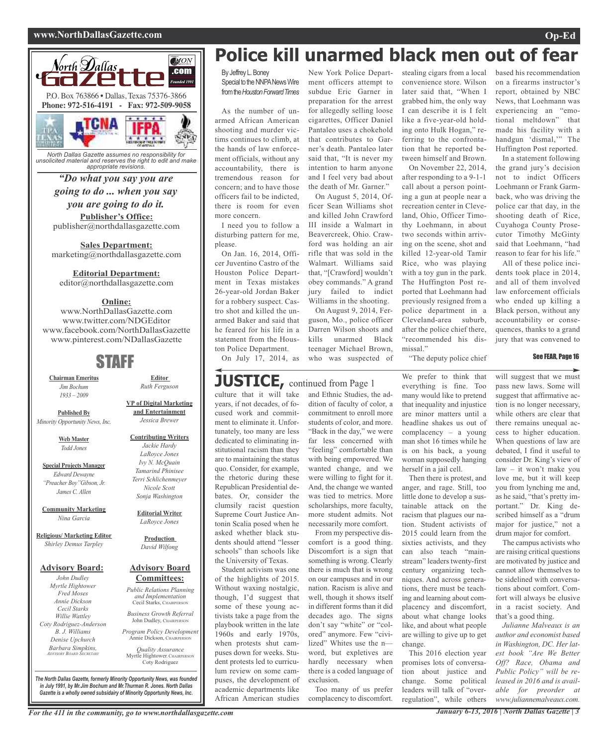North Dallas Gazette

P.O. Box 763866 • Dallas, Texas 75376-3866
**Phone: 972-516-4191 - Fax: 972-509-9058**

*North Dallas Gazette assumes no responsibility for unsolicited material and reserves the right to edit and make appropriate revisions.*

***"Do what you say you are going to do ... when you say you are going to do it.***

**Publisher's Office:**
publisher@northdallasgazette.com

**Sales Department:**
marketing@northdallasgazette.com

**Editorial Department:**
editor@northdallasgazette.com

**Online:**
www.NorthDallasGazette.com
www.twitter.com/NDGEditor
www.facebook.com/NorthDallasGazette
www.pinterest.com/NDallasGazette

## STAFF

**Chairman Emeritus**
*Jim Bochum*
*1933 – 2009*

**Published By**
*Minority Opportunity News, Inc.*

**Web Master**
*Todd Jones*

**Special Projects Manager**
*Edward Dewayne*
*"Preacher Boy" Gibson, Jr.*
*James C. Allen*

**Community Marketing**
*Nina Garcia*

**Religious/ Marketing Editor**
*Shirley Demus Tarpley*

**Editor**
*Ruth Ferguson*

**VP of Digital Marketing and Entertainment**
*Jessica Brewer*

**Contributing Writers**
*Jackie Hardy*
*LaRoyce Jones*
*Ivy N. McQuain*
*Tamarind Phinisee*
*Terri Schlichenmeyer*
*Nicole Scott*
*Sonja Washington*

**Editorial Writer**
*LaRoyce Jones*

**Production**
*David Wilfong*

**Advisory Board:**
*John Dudley*
*Myrtle Hightower*
*Fred Moses*
*Annie Dickson*
*Cecil Starks*
*Willie Wattley*
*Coty Rodriguez-Anderson*
*B. J. Williams*
*Denise Upchurch*
*Barbara Simpkins,*
*Advisory Board Secretary*

**Advisory Board Committees:**
*Public Relations Planning and Implementation*
Cecil Starks, Chairperson
*Business Growth Referral*
John Dudley, Chairperson
*Program Policy Development*
Annie Dickson, Chairperson
*Quality Assurance*
Myrtle Hightower, Chairperson
Coty Rodriguez

*The North Dallas Gazette, formerly Minority Opportunity News, was founded in July 1991, by Mr.Jim Bochum and Mr.Thurman R. Jones. North Dallas Gazette is a wholly owned subsidairy of Minority Opportunity News, Inc.*

# Police kill unarmed black men out of fear

By Jeffrey L. Boney
Special to the NNPA News Wire from the *Houston Forward Times*

As the number of unarmed African American shooting and murder victims continues to climb, at the hands of law enforcement officials, without any accountability, there is tremendous reason for concern; and to have those officers fail to be indicted, there is room for even more concern.

I need you to follow a disturbing pattern for me, please.

On Jan. 16, 2014, Officer Juventino Castro of the Houston Police Department in Texas mistakes 26-year-old Jordan Baker for a robbery suspect. Castro shot and killed the unarmed Baker and said that he feared for his life in a statement from the Houston Police Department.

On July 17, 2014, as New York Police Department officers attempt to subdue Eric Garner in preparation for the arrest for allegedly selling loose cigarettes, Officer Daniel Pantaleo uses a chokehold that contributes to Garner's death. Pantaleo later said that, "It is never my intention to harm anyone and I feel very bad about the death of Mr. Garner."

On August 5, 2014, Officer Sean Williams shot and killed John Crawford III inside a Walmart in Beavercreek, Ohio. Crawford was holding an air rifle that was sold in the Walmart. Williams said that, "[Crawford] wouldn't obey commands." A grand jury failed to indict Williams in the shooting.

On August 9, 2014, Ferguson, Mo., police officer Darren Wilson shoots and kills unarmed Black teenager Michael Brown, who was suspected of stealing cigars from a local convenience store. Wilson later said that, "When I grabbed him, the only way I can describe it is I felt like a five-year-old holding onto Hulk Hogan," referring to the confrontation that he reported between himself and Brown.

On November 22, 2014, after responding to a 9-1-1 call about a person pointing a gun at people near a recreation center in Cleveland, Ohio, Officer Timothy Loehmann, in about two seconds within arriving on the scene, shot and killed 12-year-old Tamir Rice, who was playing with a toy gun in the park. The Huffington Post reported that Loehmann had previously resigned from a police department in a Cleveland-area suburb, after the police chief there, "recommended his dismissal."

"The deputy police chief based his recommendation on a firearms instructor's report, obtained by NBC News, that Loehmann was experiencing an "emotional meltdown" that made his facility with a handgun 'dismal,'" The Huffington Post reported.

In a statement following the grand jury's decision not to indict Officers Loehmann or Frank Garmback, who was driving the police car that day, in the shooting death of Rice, Cuyahoga County Prosecutor Timothy McGinty said that Loehmann, "had reason to fear for his life."

All of these police incidents took place in 2014, and all of them involved law enforcement officials who ended up killing a Black person, without any accountability or consequences, thanks to a grand jury that was convened to

See FEAR, Page 16

## JUSTICE, continued from Page 1

culture that it will take years, if not decades, of focused work and commitment to eliminate it. Unfortunately, too many are less dedicated to eliminating institutional racism than they are to maintaining the status quo. Consider, for example, the rhetoric during these Republican Presidential debates. Or, consider the clumsily racist question Supreme Court Justice Antonin Scalia posed when he asked whether black students should attend "lesser schools" than schools like the University of Texas.

Student activism was one of the highlights of 2015. Without waxing nostalgic, though, I'd suggest that some of these young activists take a page from the playbook written in the late 1960s and early 1970s, when protests shut campuses down for weeks. Student protests led to curriculum review on some campuses, the development of academic departments like African American studies and Ethnic Studies, the addition of faculty of color, a commitment to enroll more students of color, and more. "Back in the day," we were far less concerned with "feeling" comfortable than with being empowered. We wanted change, and we were willing to fight for it. And, the change we wanted was tied to metrics. More scholarships, more faculty, more student admits. Not necessarily more comfort.

From my perspective discomfort is a good thing. Discomfort is a sign that something is wrong. Clearly there is much that is wrong on our campuses and in our nation. Racism is alive and well, though it shows itself in different forms than it did decades ago. The signs don't say "white" or "colored" anymore. Few "civilized" Whites use the n—word, but expletives are hardly necessary when there is a coded language of exclusion.

Too many of us prefer complacency to discomfort. We prefer to think that everything is fine. Too many would like to pretend that inequality and injustice are minor matters until a headline shakes us out of complacency – a young man shot 16 times while he is on his back, a young woman supposedly hanging herself in a jail cell.

Then there is protest, and anger, and rage. Still, too little done to develop a sustainable attack on the racism that plagues our nation. Student activists of 2015 could learn from the sixties activists, and they can also teach "mainstream" leaders twenty-first century organizing techniques. And across generations, there must be teaching and learning about complacency and discomfort, about what change looks like, and about what people are willing to give up to get change.

This 2016 election year promises lots of conversation about justice and change. Some political leaders will talk of "overregulation", while others will suggest that we must pass new laws. Some will suggest that affirmative action is no longer necessary, while others are clear that there remains unequal access to higher education. When questions of law are debated, I find it useful to consider Dr. King's view of law – it won't make you love me, but it will keep you from lynching me and, as he said, "that's pretty important." Dr. King described himself as a "drum major for justice," not a drum major for comfort.

The campus activists who are raising critical questions are motivated by justice and cannot allow themselves to be sidelined with conversations about comfort. Comfort will always be elusive in a racist society. And that's a good thing.

*Julianne Malveaux is an author and economist based in Washington, DC. Her latest book "Are We Better Off? Race, Obama and Public Policy" will be released in 2016 and is available for preorder at www.juliannemalveaux.com.*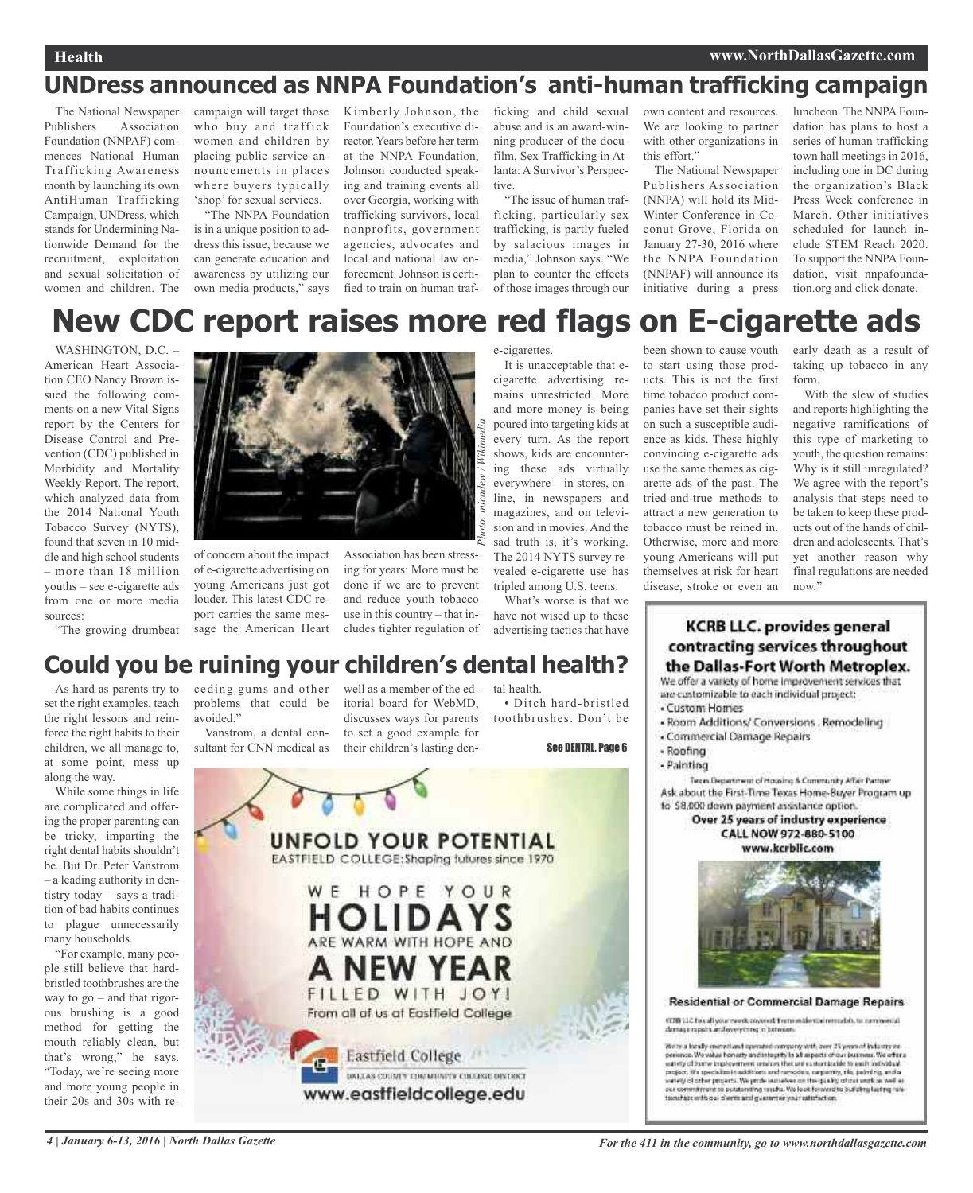## UNDress announced as NNPA Foundation's anti-human trafficking campaign

The National Newspaper Publishers Association Foundation (NNPAF) commences National Human Trafficking Awareness month by launching its own AntiHuman Trafficking Campaign, UNDress, which stands for Undermining Nationwide Demand for the recruitment, exploitation and sexual solicitation of women and children. The campaign will target those who buy and traffick women and children by placing public service announcements in places where buyers typically 'shop' for sexual services.

"The NNPA Foundation is in a unique position to address this issue, because we can generate education and awareness by utilizing our own media products," says Kimberly Johnson, the Foundation's executive director. Years before her term at the NNPA Foundation, Johnson conducted speaking and training events all over Georgia, working with trafficking survivors, local nonprofits, government agencies, advocates and local and national law enforcement. Johnson is certified to train on human trafficking and child sexual abuse and is an award-winning producer of the documentary film, Sex Trafficking in Atlanta: A Survivor's Perspective.

"The issue of human trafficking, particularly sex trafficking, is partly fueled by salacious images in media," Johnson says. "We plan to counter the effects of those images through our own content and resources. We are looking to partner with other organizations in this effort."

The National Newspaper Publishers Association (NNPA) will hold its Mid-Winter Conference in Coconut Grove, Florida on January 27-30, 2016 where the NNPA Foundation (NNPAF) will announce its initiative during a press luncheon. The NNPA Foundation has plans to host a series of human trafficking town hall meetings in 2016, including one in DC during the organization's Black Press Week conference in March. Other initiatives scheduled for launch include STEM Reach 2020. To support the NNPA Foundation, visit nnpafoundation.org and click donate.

## New CDC report raises more red flags on E-cigarette ads

WASHINGTON, D.C. – American Heart Association CEO Nancy Brown issued the following comments on a new Vital Signs report by the Centers for Disease Control and Prevention (CDC) published in Morbidity and Mortality Weekly Report. The report, which analyzed data from the 2014 National Youth Tobacco Survey (NYTS), found that seven in 10 middle and high school students – more than 18 million youths – see e-cigarette ads from one or more media sources:

Photo: micadew / Wikimedia

"The growing drumbeat of concern about the impact of e-cigarette advertising on young Americans just got louder. This latest CDC report carries the same message the American Heart Association has been stressing for years: More must be done if we are to prevent and reduce youth tobacco use in this country – that includes tighter regulation of e-cigarettes.

It is unacceptable that e-cigarette advertising remains unrestricted. More and more money is being poured into targeting kids at every turn. As the report shows, kids are encountering these ads virtually everywhere – in stores, online, in newspapers and magazines, and on television and in movies. And the sad truth is, it's working. The 2014 NYTS survey revealed e-cigarette use has tripled among U.S. teens.

What's worse is that we have not wised up to these advertising tactics that have been shown to cause youth to start using those products. This is not the first time tobacco product companies have set their sights on such a susceptible audience as kids. These highly convincing e-cigarette ads use the same themes as cigarette ads of the past. The tried-and-true methods to attract a new generation to tobacco must be reined in. Otherwise, more and more young Americans will put themselves at risk for heart disease, stroke or even an early death as a result of taking up tobacco in any form.

With the slew of studies and reports highlighting the negative ramifications of this type of marketing to youth, the question remains: Why is it still unregulated? We agree with the report's analysis that steps need to be taken to keep these products out of the hands of children and adolescents. That's yet another reason why final regulations are needed now."

## Could you be ruining your children's dental health?

As hard as parents try to set the right examples, teach the right lessons and reinforce the right habits to their children, we all manage to, at some point, mess up along the way.

While some things in life are complicated and offering the proper parenting can be tricky, imparting the right dental habits shouldn't be. But Dr. Peter Vanstrom – a leading authority in dentistry today – says a tradition of bad habits continues to plague unnecessarily many households.

"For example, many people still believe that hard-bristled toothbrushes are the way to go – and that rigorous brushing is a good method for getting the mouth reliably clean, but that's wrong," he says. "Today, we're seeing more and more young people in their 20s and 30s with receding gums and other problems that could be avoided."

Vanstrom, a dental consultant for CNN medical as well as a member of the editorial board for WebMD, discusses ways for parents to set a good example for their children's lasting dental health.

• Ditch hard-bristled toothbrushes. Don't be

See DENTAL, Page 6

UNFOLD YOUR POTENTIAL
EASTFIELD COLLEGE: Shaping futures since 1970

WE HOPE YOUR HOLIDAYS ARE WARM WITH HOPE AND A NEW YEAR FILLED WITH JOY!
From all of us at Eastfield College

Eastfield College
DALLAS COUNTY COMMUNITY COLLEGE DISTRICT
www.eastfieldcollege.edu

**KCRB LLC. provides general contracting services throughout the Dallas-Fort Worth Metroplex.**

We offer a variety of home improvement services that are customizable to each individual project:

- Custom Homes
- Room Additions/ Conversions, Remodeling
- Commercial Damage Repairs
- Roofing
- Painting

Texas Department of Housing & Community Affairs Partner
Ask about the First-Time Texas Home-Buyer Program up to $8,000 down payment assistance option.

**Over 25 years of industry experience**
**CALL NOW 972-880-5100**
**www.kcrbllc.com**

**Residential or Commercial Damage Repairs**

KCRB LLC has all your needs covered from residential remodels, to commercial damage repairs and everything in between.

We're a locally owned and operated company with over 25 years of industry experience. We value honesty and integrity in all aspects of our business. We offer a variety of home improvement services that are customizable to each individual project. We specialize in additions and remodels, carpentry, tile, painting, and a variety of other projects. We pride ourselves on the quality of our work as well as our commitment to outstanding results. We look forward to building lasting relationships with our clients and guarantee your satisfaction.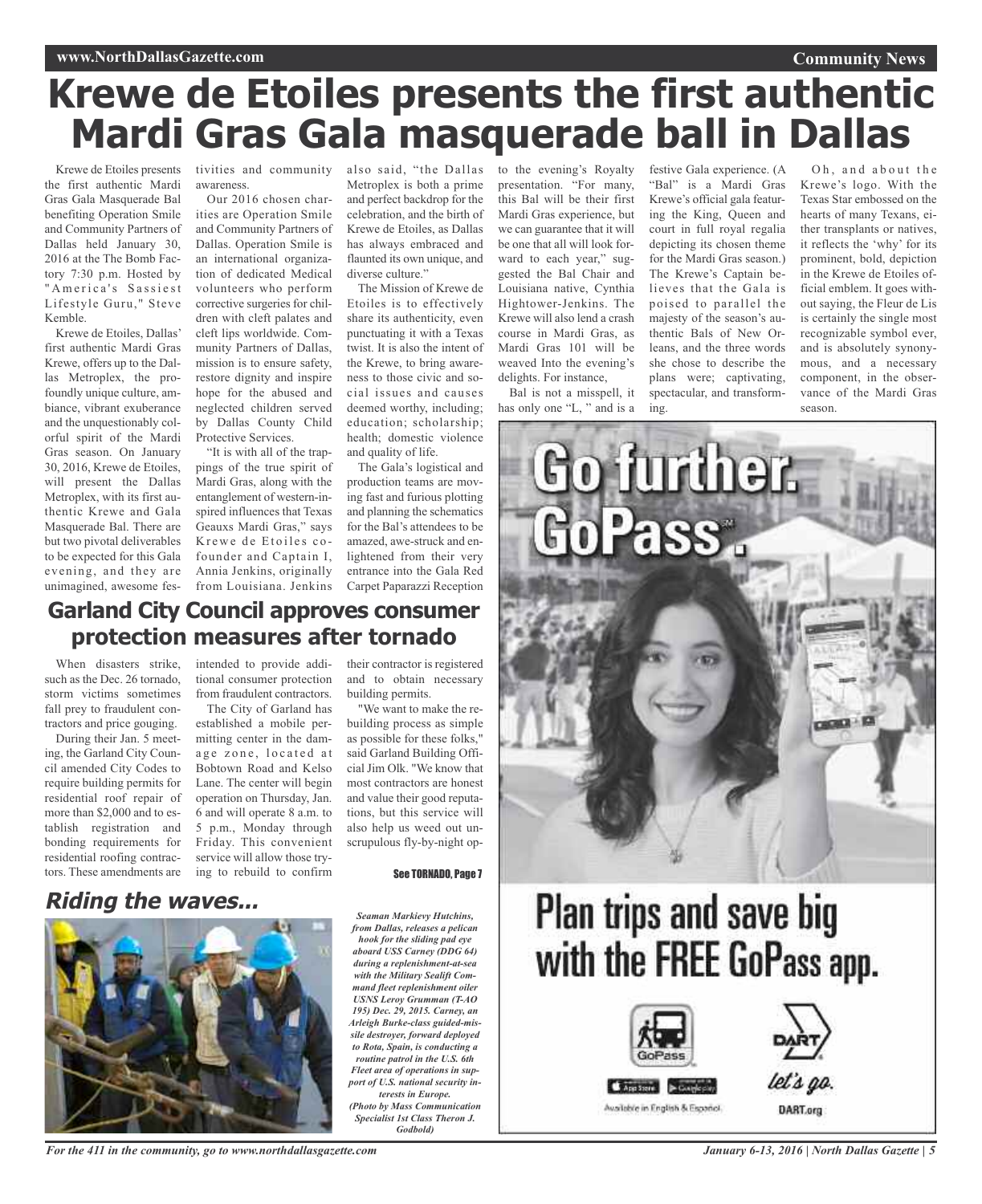# Krewe de Etoiles presents the first authentic Mardi Gras Gala masquerade ball in Dallas

Krewe de Etoiles presents the first authentic Mardi Gras Gala Masquerade Bal benefiting Operation Smile and Community Partners of Dallas held January 30, 2016 at the The Bomb Factory 7:30 p.m. Hosted by "America's Sassiest Lifestyle Guru," Steve Kemble.

Krewe de Etoiles, Dallas' first authentic Mardi Gras Krewe, offers up to the Dallas Metroplex, the profoundly unique culture, ambiance, vibrant exuberance and the unquestionably colorful spirit of the Mardi Gras season. On January 30, 2016, Krewe de Etoiles, will present the Dallas Metroplex, with its first authentic Krewe and Gala Masquerade Bal. There are but two pivotal deliverables to be expected for this Gala evening, and they are unimagined, awesome festivities and community awareness.

Our 2016 chosen charities are Operation Smile and Community Partners of Dallas. Operation Smile is an international organization of dedicated Medical volunteers who perform corrective surgeries for children with cleft palates and cleft lips worldwide. Community Partners of Dallas, mission is to ensure safety, restore dignity and inspire hope for the abused and neglected children served by Dallas County Child Protective Services.

"It is with all of the trappings of the true spirit of Mardi Gras, along with the entanglement of western-inspired influences that Texas Geauxs Mardi Gras," says Krewe de Etoiles cofounder and Captain I, Annia Jenkins, originally from Louisiana. Jenkins also said, "the Dallas Metroplex is both a prime and perfect backdrop for the celebration, and the birth of Krewe de Etoiles, as Dallas has always embraced and flaunted its own unique, and diverse culture."

The Mission of Krewe de Etoiles is to effectively share its authenticity, even punctuating it with a Texas twist. It is also the intent of the Krewe, to bring awareness to those civic and social issues and causes deemed worthy, including; education; scholarship; health; domestic violence and quality of life.

The Gala's logistical and production teams are moving fast and furious plotting and planning the schematics for the Bal's attendees to be amazed, awe-struck and enlightened from their very entrance into the Gala Red Carpet Paparazzi Reception to the evening's Royalty presentation. "For many, this Bal will be their first Mardi Gras experience, but we can guarantee that it will be one that all will look forward to each year," suggested the Bal Chair and Louisiana native, Cynthia Hightower-Jenkins. The Krewe will also lend a crash course in Mardi Gras, as Mardi Gras 101 will be weaved Into the evening's delights. For instance,

Bal is not a misspell, it has only one "L, " and is a festive Gala experience. (A "Bal" is a Mardi Gras Krewe's official gala featuring the King, Queen and court in full royal regalia depicting its chosen theme for the Mardi Gras season.) The Krewe's Captain believes that the Gala is poised to parallel the majesty of the season's authentic Bals of New Orleans, and the three words she chose to describe the plans were; captivating, spectacular, and transforming.

Oh, and about the Krewe's logo. With the Texas Star embossed on the hearts of many Texans, either transplants or natives, it reflects the 'why' for its prominent, bold, depiction in the Krewe de Etoiles official emblem. It goes without saying, the Fleur de Lis is certainly the single most recognizable symbol ever, and is absolutely synonymous, and a necessary component, in the observance of the Mardi Gras season.

## Garland City Council approves consumer protection measures after tornado

When disasters strike, such as the Dec. 26 tornado, storm victims sometimes fall prey to fraudulent contractors and price gouging.

During their Jan. 5 meeting, the Garland City Council amended City Codes to require building permits for residential roof repair of more than $2,000 and to establish registration and bonding requirements for residential roofing contractors. These amendments are intended to provide additional consumer protection from fraudulent contractors.

The City of Garland has established a mobile permitting center in the damage zone, located at Bobtown Road and Kelso Lane. The center will begin operation on Thursday, Jan. 6 and will operate 8 a.m. to 5 p.m., Monday through Friday. This convenient service will allow those trying to rebuild to confirm their contractor is registered and to obtain necessary building permits.

"We want to make the rebuilding process as simple as possible for these folks," said Garland Building Official Jim Olk. "We know that most contractors are honest and value their good reputations, but this service will also help us weed out unscrupulous fly-by-night op-

See TORNADO, Page 7

## *Riding the waves...*

*Seaman Markievy Hutchins, from Dallas, releases a pelican hook for the sliding pad eye aboard USS Carney (DDG 64) during a replenishment-at-sea with the Military Sealift Command fleet replenishment oiler USNS Leroy Grumman (T-AO 195) Dec. 29, 2015. Carney, an Arleigh Burke-class guided-missile destroyer, forward deployed to Rota, Spain, is conducting a routine patrol in the U.S. 6th Fleet area of operations in support of U.S. national security interests in Europe. (Photo by Mass Communication Specialist 1st Class Theron J. Godbold)*

Go further. GoPass℠.

Plan trips and save big with the FREE GoPass app.

Available in English & Español.

DART let's go. DART.org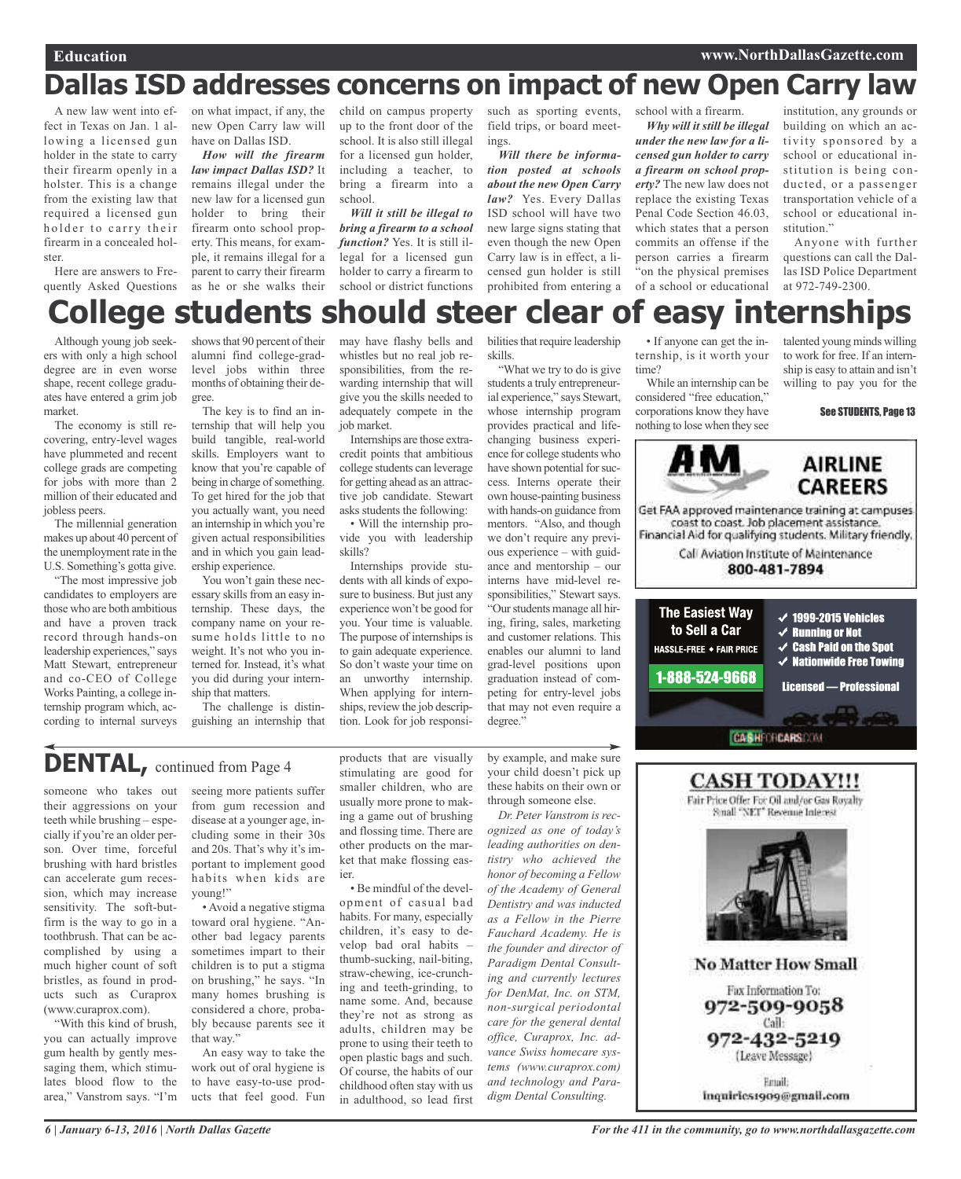# Dallas ISD addresses concerns on impact of new Open Carry law

A new law went into effect in Texas on Jan. 1 allowing a licensed gun holder in the state to carry their firearm openly in a holster. This is a change from the existing law that required a licensed gun holder to carry their firearm in a concealed holster.

Here are answers to Frequently Asked Questions on what impact, if any, the new Open Carry law will have on Dallas ISD.

***How will the firearm law impact Dallas ISD?*** It remains illegal under the new law for a licensed gun holder to bring their firearm onto school property. This means, for example, it remains illegal for a parent to carry their firearm as he or she walks their child on campus property up to the front door of the school. It is also still illegal for a licensed gun holder, including a teacher, to bring a firearm into a school.

***Will it still be illegal to bring a firearm to a school function?*** Yes. It is still illegal for a licensed gun holder to carry a firearm to school or district functions such as sporting events, field trips, or board meetings.

***Will there be information posted at schools about the new Open Carry law?*** Yes. Every Dallas ISD school will have two new large signs stating that even though the new Open Carry law is in effect, a licensed gun holder is still prohibited from entering a school with a firearm.

***Why will it still be illegal under the new law for a licensed gun holder to carry a firearm on school property?*** The new law does not replace the existing Texas Penal Code Section 46.03, which states that a person commits an offense if the person carries a firearm "on the physical premises of a school or educational institution, any grounds or building on which an activity sponsored by a school or educational institution is being conducted, or a passenger transportation vehicle of a school or educational institution."

Anyone with further questions can call the Dallas ISD Police Department at 972-749-2300.

# College students should steer clear of easy internships

Although young job seekers with only a high school degree are in even worse shape, recent college graduates have entered a grim job market.

The economy is still recovering, entry-level wages have plummeted and recent college grads are competing for jobs with more than 2 million of their educated and jobless peers.

The millennial generation makes up about 40 percent of the unemployment rate in the U.S. Something's gotta give.

"The most impressive job candidates to employers are those who are both ambitious and have a proven track record through hands-on leadership experiences," says Matt Stewart, entrepreneur and co-CEO of College Works Painting, a college internship program which, according to internal surveys shows that 90 percent of their alumni find college-grad-level jobs within three months of obtaining their degree.

The key is to find an internship that will help you build tangible, real-world skills. Employers want to know that you're capable of being in charge of something. To get hired for the job that you actually want, you need an internship in which you're given actual responsibilities and in which you gain leadership experience.

You won't gain these necessary skills from an easy internship. These days, the company name on your resume holds little to no weight. It's not who you interned for. Instead, it's what you did during your internship that matters.

The challenge is distinguishing an internship that may have flashy bells and whistles but no real job responsibilities, from the rewarding internship that will give you the skills needed to adequately compete in the job market.

Internships are those extra-credit points that ambitious college students can leverage for getting ahead as an attractive job candidate. Stewart asks students the following:

- Will the internship provide you with leadership skills?

Internships provide students with all kinds of exposure to business. But just any experience won't be good for you. Your time is valuable. The purpose of internships is to gain adequate experience. So don't waste your time on an unworthy internship. When applying for internships, review the job description. Look for job responsibilities that require leadership skills.

"What we try to do is give students a truly entrepreneurial experience," says Stewart, whose internship program provides practical and life-changing business experience for college students who have shown potential for success. Interns operate their own house-painting business with hands-on guidance from mentors. "Also, and though we don't require any previous experience – with guidance and mentorship – our interns have mid-level responsibilities," Stewart says. "Our students manage all hiring, firing, sales, marketing and customer relations. This enables our alumni to land grad-level positions upon graduation instead of competing for entry-level jobs that may not even require a degree."

- If anyone can get the internship, is it worth your time?

While an internship can be considered "free education," corporations know they have nothing to lose when they see talented young minds willing to work for free. If an internship is easy to attain and isn't willing to pay you for the

See STUDENTS, Page 13

# DENTAL, continued from Page 4

someone who takes out their aggressions on your teeth while brushing – especially if you're an older person. Over time, forceful brushing with hard bristles can accelerate gum recession, which may increase sensitivity. The soft-but-firm is the way to go in a toothbrush. That can be accomplished by using a much higher count of soft bristles, as found in products such as Curaprox (www.curaprox.com).

"With this kind of brush, you can actually improve gum health by gently messaging them, which stimulates blood flow to the area," Vanstrom says. "I'm seeing more patients suffer from gum recession and disease at a younger age, including some in their 30s and 20s. That's why it's important to implement good habits when kids are young!"

- Avoid a negative stigma toward oral hygiene. "Another bad legacy parents sometimes impart to their children is to put a stigma on brushing," he says. "In many homes brushing is considered a chore, probably because parents see it that way."

An easy way to take the work out of oral hygiene is to have easy-to-use products that feel good. Fun products that are visually stimulating are good for smaller children, who are usually more prone to making a game out of brushing and flossing time. There are other products on the market that make flossing easier.

- Be mindful of the development of casual bad habits. For many, especially children, it's easy to develop bad oral habits – thumb-sucking, nail-biting, straw-chewing, ice-crunching and teeth-grinding, to name some. And, because they're not as strong as adults, children may be prone to using their teeth to open plastic bags and such. Of course, the habits of our childhood often stay with us in adulthood, so lead first by example, and make sure your child doesn't pick up these habits on their own or through someone else.

*Dr. Peter Vanstrom is recognized as one of today's leading authorities on dentistry who achieved the honor of becoming a Fellow of the Academy of General Dentistry and was inducted as a Fellow in the Pierre Fauchard Academy. He is the founder and director of Paradigm Dental Consulting and currently lectures for DenMat, Inc. on STM, non-surgical periodontal care for the general dental office, Curaprox, Inc. advance Swiss homecare systems (www.curaprox.com) and technology and Paradigm Dental Consulting.*

---

**AM — AIRLINE CAREERS**

Get FAA approved maintenance training at campuses coast to coast. Job placement assistance. Financial Aid for qualifying students. Military friendly.

Call Aviation Institute of Maintenance
800-481-7894

---

**The Easiest Way to Sell a Car**
HASSLE-FREE • FAIR PRICE
1-888-524-9668

- ✓ 1999-2015 Vehicles
- ✓ Running or Not
- ✓ Cash Paid on the Spot
- ✓ Nationwide Free Towing

Licensed — Professional

CASHFORCARS.COM

---

**CASH TODAY!!!**
Fair Price Offer For Oil and/or Gas Royalty
Small "NET" Revenue Interest

**No Matter How Small**

Fax Information To:
972-509-9058
Call:
972-432-5219
(Leave Message)

Email:
inquiries1909@gmail.com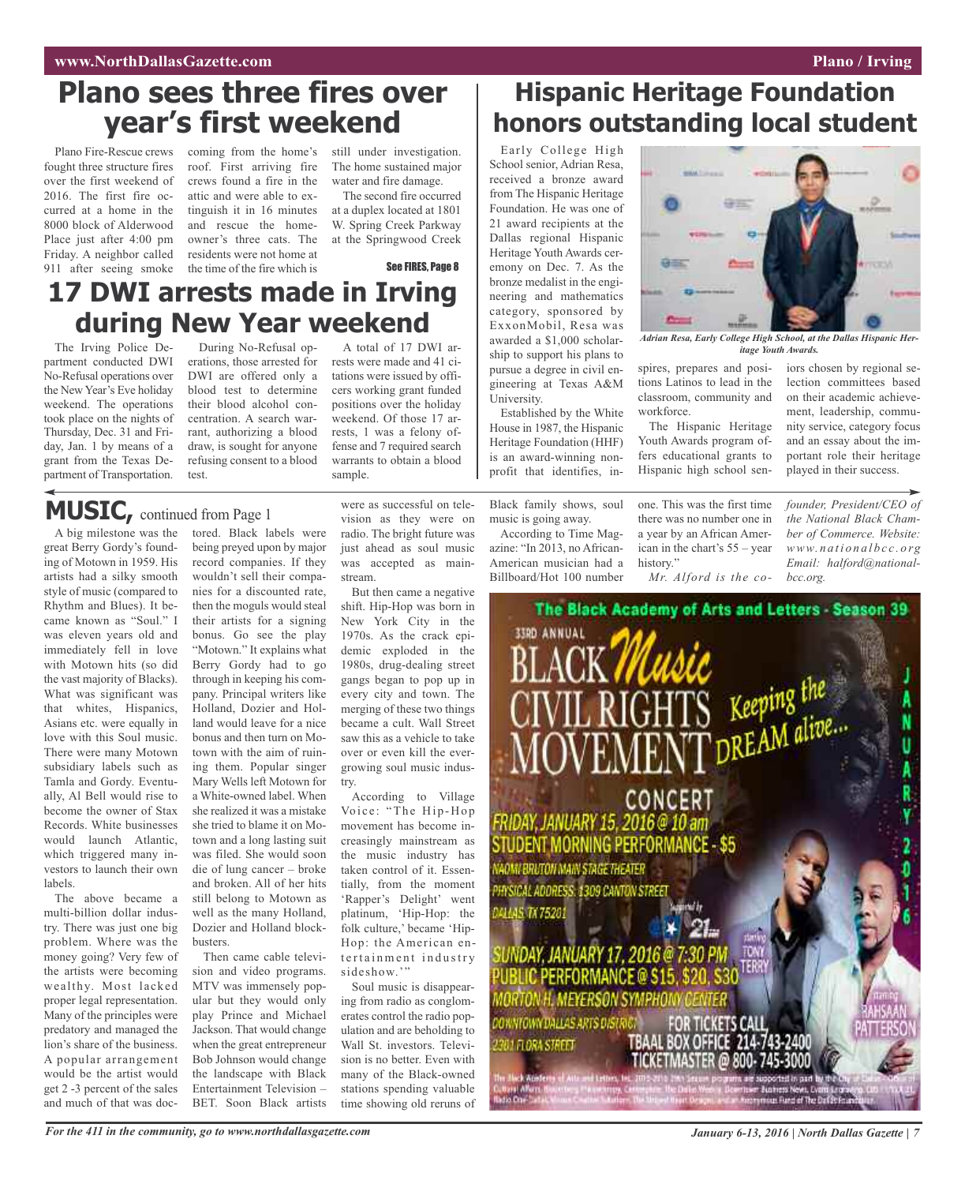# Plano sees three fires over year's first weekend

Plano Fire-Rescue crews fought three structure fires over the first weekend of 2016. The first fire occurred at a home in the 8000 block of Alderwood Place just after 4:00 pm Friday. A neighbor called 911 after seeing smoke coming from the home's roof. First arriving fire crews found a fire in the attic and were able to extinguish it in 16 minutes and rescue the homeowner's three cats. The residents were not home at the time of the fire which is still under investigation. The home sustained major water and fire damage.

The second fire occurred at a duplex located at 1801 W. Spring Creek Parkway at the Springwood Creek

See FIRES, Page 8

# 17 DWI arrests made in Irving during New Year weekend

The Irving Police Department conducted DWI No-Refusal operations over the New Year's Eve holiday weekend. The operations took place on the nights of Thursday, Dec. 31 and Friday, Jan. 1 by means of a grant from the Texas Department of Transportation.

During No-Refusal operations, those arrested for DWI are offered only a blood test to determine their blood alcohol concentration. A search warrant, authorizing a blood draw, is sought for anyone refusing consent to a blood test.

A total of 17 DWI arrests were made and 41 citations were issued by officers working grant funded positions over the holiday weekend. Of those 17 arrests, 1 was a felony offense and 7 required search warrants to obtain a blood sample.

# Hispanic Heritage Foundation honors outstanding local student

Early College High School senior, Adrian Resa, received a bronze award from The Hispanic Heritage Foundation. He was one of 21 award recipients at the Dallas regional Hispanic Heritage Youth Awards ceremony on Dec. 7. As the bronze medalist in the engineering and mathematics category, sponsored by ExxonMobil, Resa was awarded a $1,000 scholarship to support his plans to pursue a degree in civil engineering at Texas A&M University.

*Adrian Resa, Early College High School, at the Dallas Hispanic Heritage Youth Awards.*

Established by the White House in 1987, the Hispanic Heritage Foundation (HHF) is an award-winning nonprofit that identifies, inspires, prepares and positions Latinos to lead in the classroom, community and workforce.

The Hispanic Heritage Youth Awards program offers educational grants to Hispanic high school seniors chosen by regional selection committees based on their academic achievement, leadership, community service, category focus and an essay about the important role their heritage played in their success.

# MUSIC, continued from Page 1

A big milestone was the great Berry Gordy's founding of Motown in 1959. His artists had a silky smooth style of music (compared to Rhythm and Blues). It became known as "Soul." I was eleven years old and immediately fell in love with Motown hits (so did the vast majority of Blacks). What was significant was that whites, Hispanics, Asians etc. were equally in love with this Soul music. There were many Motown subsidiary labels such as Tamla and Gordy. Eventually, Al Bell would rise to become the owner of Stax Records. White businesses would launch Atlantic, which triggered many investors to launch their own labels.

The above became a multi-billion dollar industry. There was just one big problem. Where was the money going? Very few of the artists were becoming wealthy. Most lacked proper legal representation. Many of the principles were predatory and managed the lion's share of the business. A popular arrangement would be the artist would get 2 -3 percent of the sales and much of that was doctored. Black labels were being preyed upon by major record companies. If they wouldn't sell their companies for a discounted rate, then the moguls would steal their artists for a signing bonus. Go see the play "Motown." It explains what Berry Gordy had to go through in keeping his company. Principal writers like Holland, Dozier and Holland would leave for a nice bonus and then turn on Motown with the aim of ruining them. Popular singer Mary Wells left Motown for a White-owned label. When she realized it was a mistake she tried to blame it on Motown and a long lasting suit was filed. She would soon die of lung cancer – broke and broken. All of her hits still belong to Motown as well as the many Holland, Dozier and Holland blockbusters.

Then came cable television and video programs. MTV was immensely popular but they would only play Prince and Michael Jackson. That would change when the great entrepreneur Bob Johnson would change the landscape with Black Entertainment Television – BET. Soon Black artists were as successful on television as they were on radio. The bright future was just ahead as soul music was accepted as mainstream.

But then came a negative shift. Hip-Hop was born in New York City in the 1970s. As the crack epidemic exploded in the 1980s, drug-dealing street gangs began to pop up in every city and town. The merging of these two things became a cult. Wall Street saw this as a vehicle to take over or even kill the ever-growing soul music industry.

According to Village Voice: "The Hip-Hop movement has become increasingly mainstream as the music industry has taken control of it. Essentially, from the moment 'Rapper's Delight' went platinum, 'Hip-Hop: the folk culture,' became 'Hip-Hop: the American entertainment industry sideshow.'"

Soul music is disappearing from radio as conglomerates control the radio population and are beholding to Wall St. investors. Television is no better. Even with many of the Black-owned stations spending valuable time showing old reruns of Black family shows, soul music is going away.

According to Time Magazine: "In 2013, no African-American musician had a Billboard/Hot 100 number one. This was the first time there was no number one in a year by an African American in the chart's 55 – year history."

*Mr. Alford is the co-founder, President/CEO of the National Black Chamber of Commerce. Website: www.nationalbcc.org Email: halford@nationalbcc.org.*

The Black Academy of Arts and Letters - Season 39

33RD ANNUAL

BLACK *Music* CIVIL RIGHTS MOVEMENT *Keeping the DREAM alive...*

CONCERT

FRIDAY, JANUARY 15, 2016 @ 10 am
STUDENT MORNING PERFORMANCE - $5
NAOMI BRUTON MAIN STAGE THEATER
PHYSICAL ADDRESS: 1309 CANTON STREET
DALLAS TX 75201

SUNDAY, JANUARY 17, 2016 @ 7:30 PM
PUBLIC PERFORMANCE @ $15, $20, $30
MORTON H. MEYERSON SYMPHONY CENTER
DOWNTOWN DALLAS ARTS DISTRICT
2301 FLORA STREET

Starring TONY TERRY · Starring RAHSAAN PATTERSON

FOR TICKETS CALL
TBAAL BOX OFFICE 214-743-2400
TICKETMASTER @ 800-745-3000

JANUARY 2016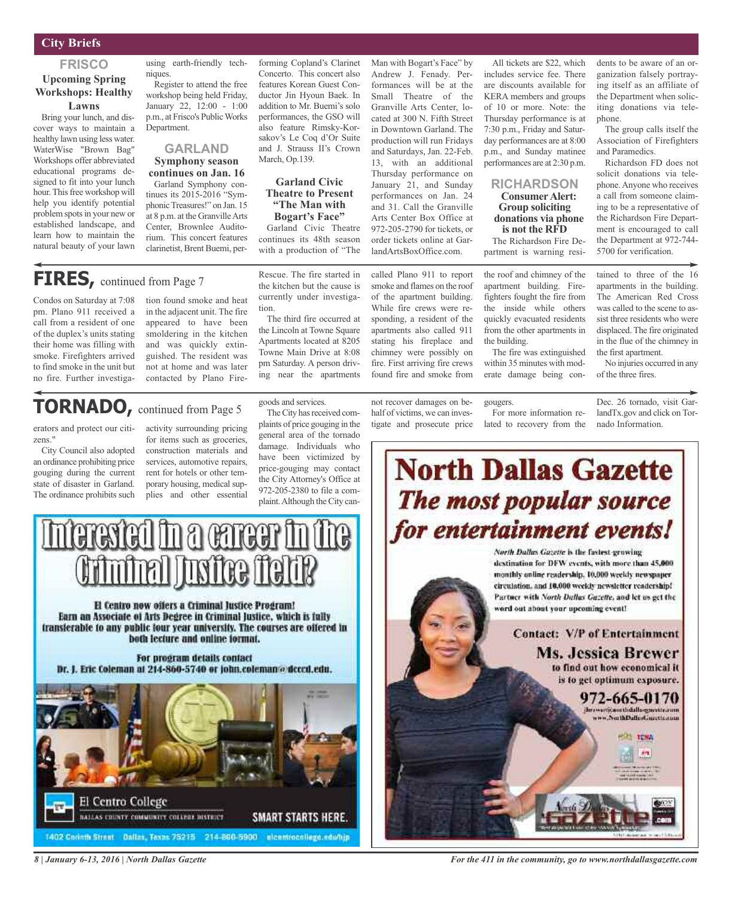## City Briefs

### FRISCO

**Upcoming Spring Workshops: Healthy Lawns**

Bring your lunch, and discover ways to maintain a healthy lawn using less water. WaterWise "Brown Bag" Workshops offer abbreviated educational programs designed to fit into your lunch hour. This free workshop will help you identify potential problem spots in your new or established landscape, and learn how to maintain the natural beauty of your lawn using earth-friendly techniques.

Register to attend the free workshop being held Friday, January 22, 12:00 - 1:00 p.m., at Frisco's Public Works Department.

### GARLAND

**Symphony season continues on Jan. 16**

Garland Symphony continues its 2015-2016 "Symphonic Treasures!" on Jan. 15 at 8 p.m. at the Granville Arts Center, Brownlee Auditorium. This concert features clarinetist, Brent Buemi, performing Copland's Clarinet Concerto. This concert also features Korean Guest Conductor Jin Hyoun Baek. In addition to Mr. Buemi's solo performances, the GSO will also feature Rimsky-Korsakov's Le Coq d'Or Suite and J. Strauss II's Crown March, Op.139.

**Garland Civic Theatre to Present "The Man with Bogart's Face"**

Garland Civic Theatre continues its 48th season with a production of "The Man with Bogart's Face" by Andrew J. Fenady. Performances will be at the Small Theatre of the Granville Arts Center, located at 300 N. Fifth Street in Downtown Garland. The production will run Fridays and Saturdays, Jan. 22-Feb. 13, with an additional Thursday performance on January 21, and Sunday performances on Jan. 24 and 31. Call the Granville Arts Center Box Office at 972-205-2790 for tickets, or order tickets online at GarlandArtsBoxOffice.com.

All tickets are $22, which includes service fee. There are discounts available for KERA members and groups of 10 or more. Note: the Thursday performance is at 7:30 p.m., Friday and Saturday performances are at 8:00 p.m., and Sunday matinee performances are at 2:30 p.m.

### RICHARDSON

**Consumer Alert: Group soliciting donations via phone is not the RFD**

The Richardson Fire Department is warning residents to be aware of an organization falsely portraying itself as an affiliate of the Department when soliciting donations via telephone.

The group calls itself the Association of Firefighters and Paramedics.

Richardson FD does not solicit donations via telephone. Anyone who receives a call from someone claiming to be a representative of the Richardson Fire Department is encouraged to call the Department at 972-744-5700 for verification.

## FIRES, continued from Page 7

Condos on Saturday at 7:08 pm. Plano 911 received a call from a resident of one of the duplex's units stating their home was filling with smoke. Firefighters arrived to find smoke in the unit but no fire. Further investigation found smoke and heat in the adjacent unit. The fire appeared to have been smoldering in the kitchen and was quickly extinguished. The resident was not at home and was later contacted by Plano Fire-Rescue. The fire started in the kitchen but the cause is currently under investigation.

The third fire occurred at the Lincoln at Towne Square Apartments located at 8205 Towne Main Drive at 8:08 pm Saturday. A person driving near the apartments called Plano 911 to report smoke and flames on the roof of the apartment building. While fire crews were responding, a resident of the apartments also called 911 stating his fireplace and chimney were possibly on fire. First arriving fire crews found fire and smoke from the roof and chimney of the apartment building. Firefighters fought the fire from the inside while others quickly evacuated residents from the other apartments in the building.

The fire was extinguished within 35 minutes with moderate damage being contained to three of the 16 apartments in the building. The American Red Cross was called to the scene to assist three residents who were displaced. The fire originated in the flue of the chimney in the first apartment.

No injuries occurred in any of the three fires.

## TORNADO, continued from Page 5

erators and protect our citizens."

City Council also adopted an ordinance prohibiting price gouging during the current state of disaster in Garland. The ordinance prohibits such activity surrounding pricing for items such as groceries, construction materials and services, automotive repairs, rent for hotels or other temporary housing, medical supplies and other essential goods and services.

The City has received complaints of price gouging in the general area of the tornado damage. Individuals who have been victimized by price-gouging may contact the City Attorney's Office at 972-205-2380 to file a complaint. Although the City cannot recover damages on behalf of victims, we can investigate and prosecute price gougers.

For more information related to recovery from the Dec. 26 tornado, visit GarlandTx.gov and click on Tornado Information.

---

# Interested in a career in the Criminal Justice field?

**El Centro now offers a Criminal Justice Program!**
**Earn an Associate of Arts Degree in Criminal Justice, which is fully transferable to any public four year university. The courses are offered in both lecture and online format.**

**For program details contact**
**Dr. J. Eric Coleman at 214-860-5740 or john.coleman@dcccd.edu.**

El Centro College
DALLAS COUNTY COMMUNITY COLLEGE DISTRICT
SMART STARTS HERE.

1402 Corinth Street Dallas, Texas 75215 214-860-5900 elcentrocollege.edu/hjp

---

# North Dallas Gazette

## *The most popular source for entertainment events!*

*North Dallas Gazette* is the fastest-growing destination for DFW events, with more than 45,000 monthly online readership, 10,000 weekly newspaper circulation, and 10,000 weekly newsletter readership! Partner with *North Dallas Gazette*, and let us get the word out about your upcoming event!

**Contact: V/P of Entertainment**
**Ms. Jessica Brewer**
**to find out how economical it is to get optimum exposure.**

**972-665-0170**
jbrewer@northdallasgazette.com
www.NorthDallasGazette.com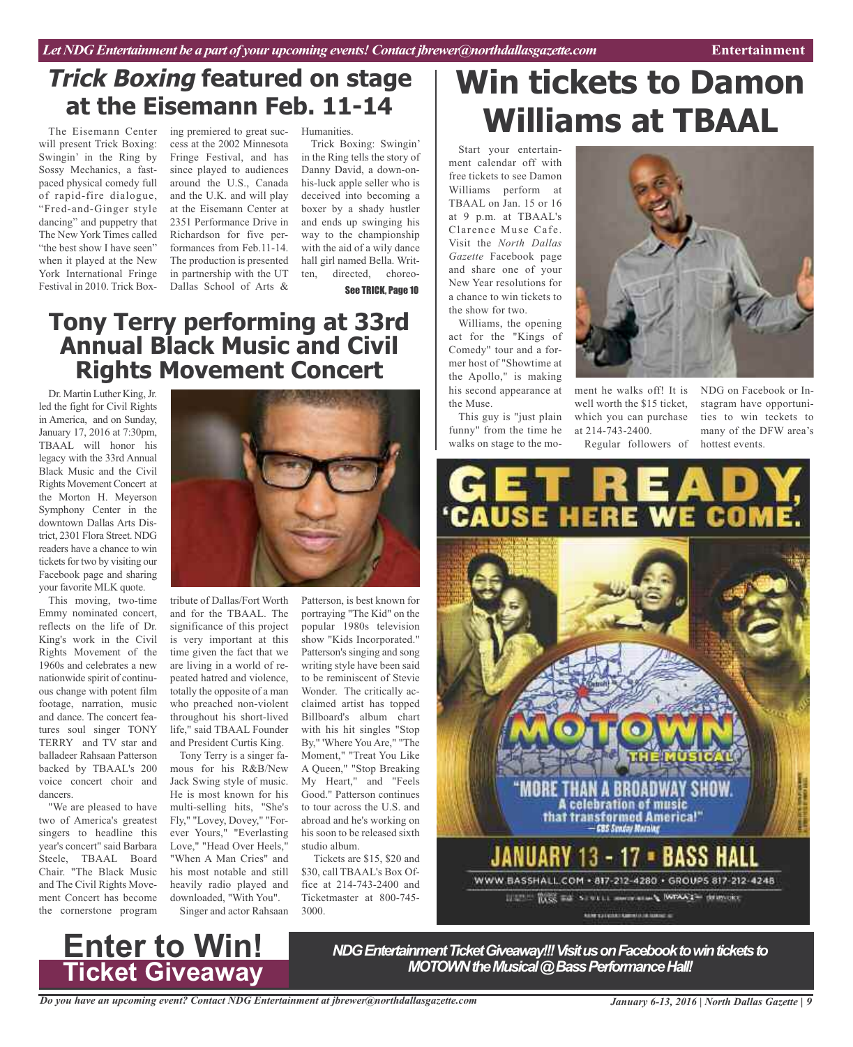## *Trick Boxing* featured on stage at the Eisemann Feb. 11-14

The Eisemann Center will present Trick Boxing: Swingin' in the Ring by Sossy Mechanics, a fast-paced physical comedy full of rapid-fire dialogue, "Fred-and-Ginger style dancing" and puppetry that The New York Times called "the best show I have seen" when it played at the New York International Fringe Festival in 2010. Trick Boxing premiered to great success at the 2002 Minnesota Fringe Festival, and has since played to audiences around the U.S., Canada and the U.K. and will play at the Eisemann Center at 2351 Performance Drive in Richardson for five performances from Feb.11-14. The production is presented in partnership with the UT Dallas School of Arts & Humanities.

Trick Boxing: Swingin' in the Ring tells the story of Danny David, a down-on-his-luck apple seller who is deceived into becoming a boxer by a shady hustler and ends up swinging his way to the championship with the aid of a wily dance hall girl named Bella. Written, directed, choreo-

See TRICK, Page 10

## Tony Terry performing at 33rd Annual Black Music and Civil Rights Movement Concert

Dr. Martin Luther King, Jr. led the fight for Civil Rights in America, and on Sunday, January 17, 2016 at 7:30pm, TBAAL will honor his legacy with the 33rd Annual Black Music and the Civil Rights Movement Concert at the Morton H. Meyerson Symphony Center in the downtown Dallas Arts District, 2301 Flora Street. NDG readers have a chance to win tickets for two by visiting our Facebook page and sharing your favorite MLK quote.

This moving, two-time Emmy nominated concert, reflects on the life of Dr. King's work in the Civil Rights Movement of the 1960s and celebrates a new nationwide spirit of continuous change with potent film footage, narration, music and dance. The concert features soul singer TONY TERRY and TV star and balladeer Rahsaan Patterson backed by TBAAL's 200 voice concert choir and dancers.

"We are pleased to have two of America's greatest singers to headline this year's concert" said Barbara Steele, TBAAL Board Chair. "The Black Music and The Civil Rights Movement Concert has become the cornerstone program tribute of Dallas/Fort Worth and for the TBAAL. The significance of this project is very important at this time given the fact that we are living in a world of repeated hatred and violence, totally the opposite of a man who preached non-violent throughout his short-lived life," said TBAAL Founder and President Curtis King.

Tony Terry is a singer famous for his R&B/New Jack Swing style of music. He is most known for his multi-selling hits, "She's Fly," "Lovey, Dovey," "Forever Yours," "Everlasting Love," "Head Over Heels," "When A Man Cries" and his most notable and still heavily radio played and downloaded, "With You".

Singer and actor Rahsaan Patterson, is best known for portraying "The Kid" on the popular 1980s television show "Kids Incorporated." Patterson's singing and song writing style have been said to be reminiscent of Stevie Wonder. The critically acclaimed artist has topped Billboard's album chart with his hit singles "Stop By," 'Where You Are," "The Moment," "Treat You Like A Queen," "Stop Breaking My Heart," and "Feels Good." Patterson continues to tour across the U.S. and abroad and he's working on his soon to be released sixth studio album.

Tickets are $15, $20 and $30, call TBAAL's Box Office at 214-743-2400 and Ticketmaster at 800-745-3000.

# Win tickets to Damon Williams at TBAAL

Start your entertainment calendar off with free tickets to see Damon Williams perform at TBAAL on Jan. 15 or 16 at 9 p.m. at TBAAL's Clarence Muse Cafe. Visit the *North Dallas Gazette* Facebook page and share one of your New Year resolutions for a chance to win tickets to the show for two.

Williams, the opening act for the "Kings of Comedy" tour and a former host of "Showtime at the Apollo," is making his second appearance at the Muse.

This guy is "just plain funny" from the time he walks on stage to the moment he walks off! It is well worth the $15 ticket, which you can purchase at 214-743-2400.

Regular followers of NDG on Facebook or Instagram have opportunities to win teckets to many of the DFW area's hottest events.

GET READY, 'CAUSE HERE WE COME.

MOTOWN THE MUSICAL

"MORE THAN A BROADWAY SHOW. A celebration of music that transformed America!" — CBS Sunday Morning

JANUARY 13 - 17 • BASS HALL

WWW.BASSHALL.COM • 817-212-4280 • GROUPS 817-212-4248

## Enter to Win! Ticket Giveaway

***NDG Entertainment Ticket Giveaway!!! Visit us on Facebook to win tickets to MOTOWN the Musical @ Bass Performance Hall!***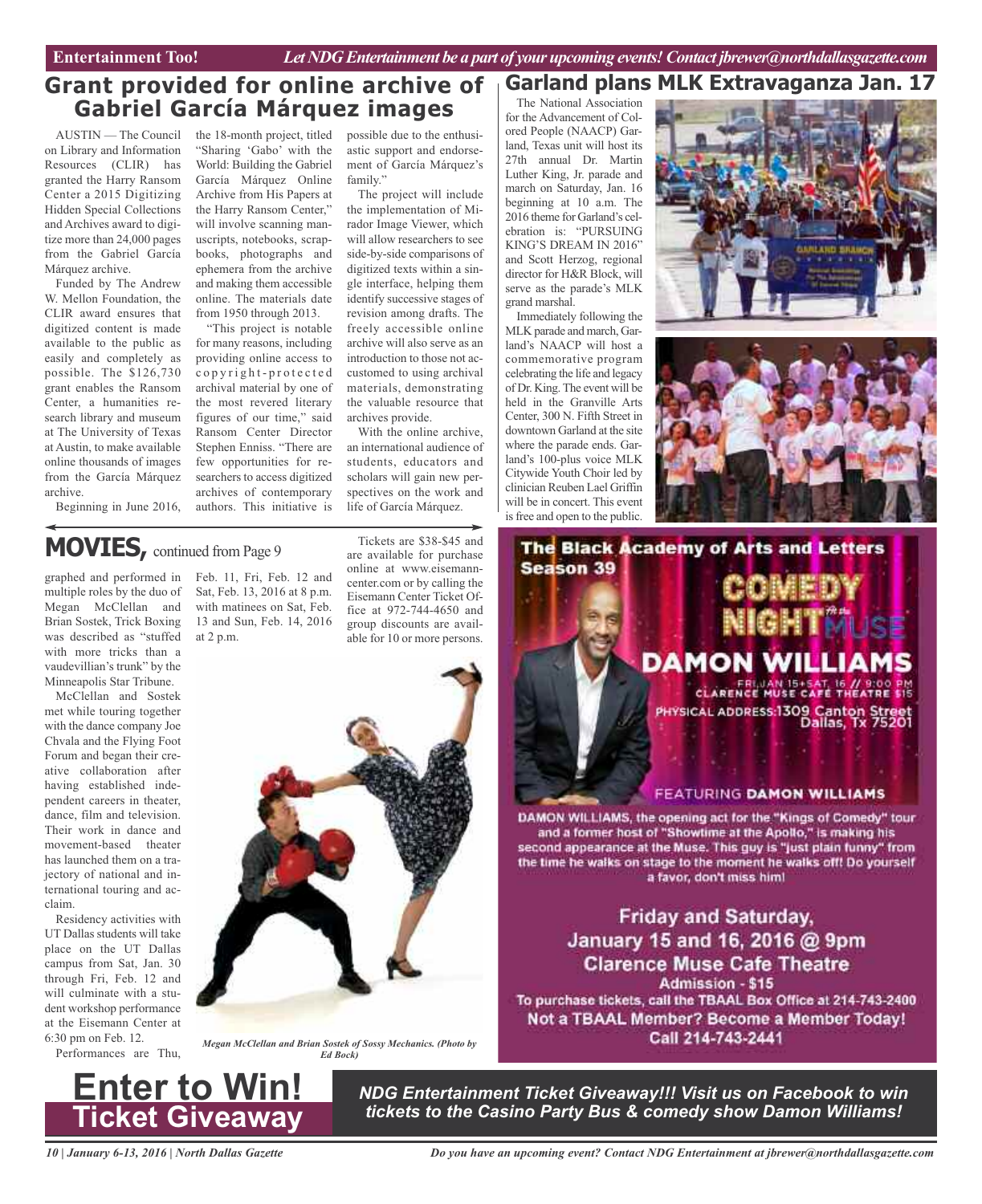# Grant provided for online archive of Gabriel García Márquez images

AUSTIN — The Council on Library and Information Resources (CLIR) has granted the Harry Ransom Center a 2015 Digitizing Hidden Special Collections and Archives award to digitize more than 24,000 pages from the Gabriel García Márquez archive.

Funded by The Andrew W. Mellon Foundation, the CLIR award ensures that digitized content is made available to the public as easily and completely as possible. The $126,730 grant enables the Ransom Center, a humanities research library and museum at The University of Texas at Austin, to make available online thousands of images from the García Márquez archive.

Beginning in June 2016, the 18-month project, titled "Sharing 'Gabo' with the World: Building the Gabriel García Márquez Online Archive from His Papers at the Harry Ransom Center," will involve scanning manuscripts, notebooks, scrapbooks, photographs and ephemera from the archive and making them accessible online. The materials date from 1950 through 2013.

"This project is notable for many reasons, including providing online access to copyright-protected archival material by one of the most revered literary figures of our time," said Ransom Center Director Stephen Enniss. "There are few opportunities for researchers to access digitized archives of contemporary authors. This initiative is possible due to the enthusiastic support and endorsement of García Márquez's family."

The project will include the implementation of Mirador Image Viewer, which will allow researchers to see side-by-side comparisons of digitized texts within a single interface, helping them identify successive stages of revision among drafts. The freely accessible online archive will also serve as an introduction to those not accustomed to using archival materials, demonstrating the valuable resource that archives provide.

With the online archive, an international audience of students, educators and scholars will gain new perspectives on the work and life of García Márquez.

# Garland plans MLK Extravaganza Jan. 17

The National Association for the Advancement of Colored People (NAACP) Garland, Texas unit will host its 27th annual Dr. Martin Luther King, Jr. parade and march on Saturday, Jan. 16 beginning at 10 a.m. The 2016 theme for Garland's celebration is: "PURSUING KING'S DREAM IN 2016" and Scott Herzog, regional director for H&R Block, will serve as the parade's MLK grand marshal.

Immediately following the MLK parade and march, Garland's NAACP will host a commemorative program celebrating the life and legacy of Dr. King. The event will be held in the Granville Arts Center, 300 N. Fifth Street in downtown Garland at the site where the parade ends. Garland's 100-plus voice MLK Citywide Youth Choir led by clinician Reuben Lael Griffin will be in concert. This event is free and open to the public.

# MOVIES, continued from Page 9

graphed and performed in multiple roles by the duo of Megan McClellan and Brian Sostek, Trick Boxing was described as "stuffed with more tricks than a vaudevillian's trunk" by the Minneapolis Star Tribune.

McClellan and Sostek met while touring together with the dance company Joe Chvala and the Flying Foot Forum and began their creative collaboration after having established independent careers in theater, dance, film and television. Their work in dance and movement-based theater has launched them on a trajectory of national and international touring and acclaim.

Residency activities with UT Dallas students will take place on the UT Dallas campus from Sat, Jan. 30 through Fri, Feb. 12 and will culminate with a student workshop performance at the Eisemann Center at 6:30 pm on Feb. 12.

Performances are Thu, Feb. 11, Fri, Feb. 12 and Sat, Feb. 13, 2016 at 8 p.m. with matinees on Sat, Feb. 13 and Sun, Feb. 14, 2016 at 2 p.m.

Tickets are $38-$45 and are available for purchase online at www.eisemanncenter.com or by calling the Eisemann Center Ticket Office at 972-744-4650 and group discounts are available for 10 or more persons.

*Megan McClellan and Brian Sostek of Sossy Mechanics. (Photo by Ed Bock)*

**The Black Academy of Arts and Letters Season 39**

**COMEDY NIGHT at the MUSE**

**DAMON WILLIAMS**

FRI, JAN 15+SAT, 16 // 9:00 PM CLARENCE MUSE CAFÉ THEATRE $15

PHYSICAL ADDRESS: 1309 Canton Street Dallas, Tx 75201

FEATURING **DAMON WILLIAMS**

DAMON WILLIAMS, the opening act for the "Kings of Comedy" tour and a former host of "Showtime at the Apollo," is making his second appearance at the Muse. This guy is "just plain funny" from the time he walks on stage to the moment he walks off! Do yourself a favor, don't miss him!

**Friday and Saturday, January 15 and 16, 2016 @ 9pm**
**Clarence Muse Cafe Theatre**
**Admission - $15**

To purchase tickets, call the TBAAL Box Office at 214-743-2400

**Not a TBAAL Member? Become a Member Today! Call 214-743-2441**

# Enter to Win! Ticket Giveaway

***NDG Entertainment Ticket Giveaway!!! Visit us on Facebook to win tickets to the Casino Party Bus & comedy show Damon Williams!***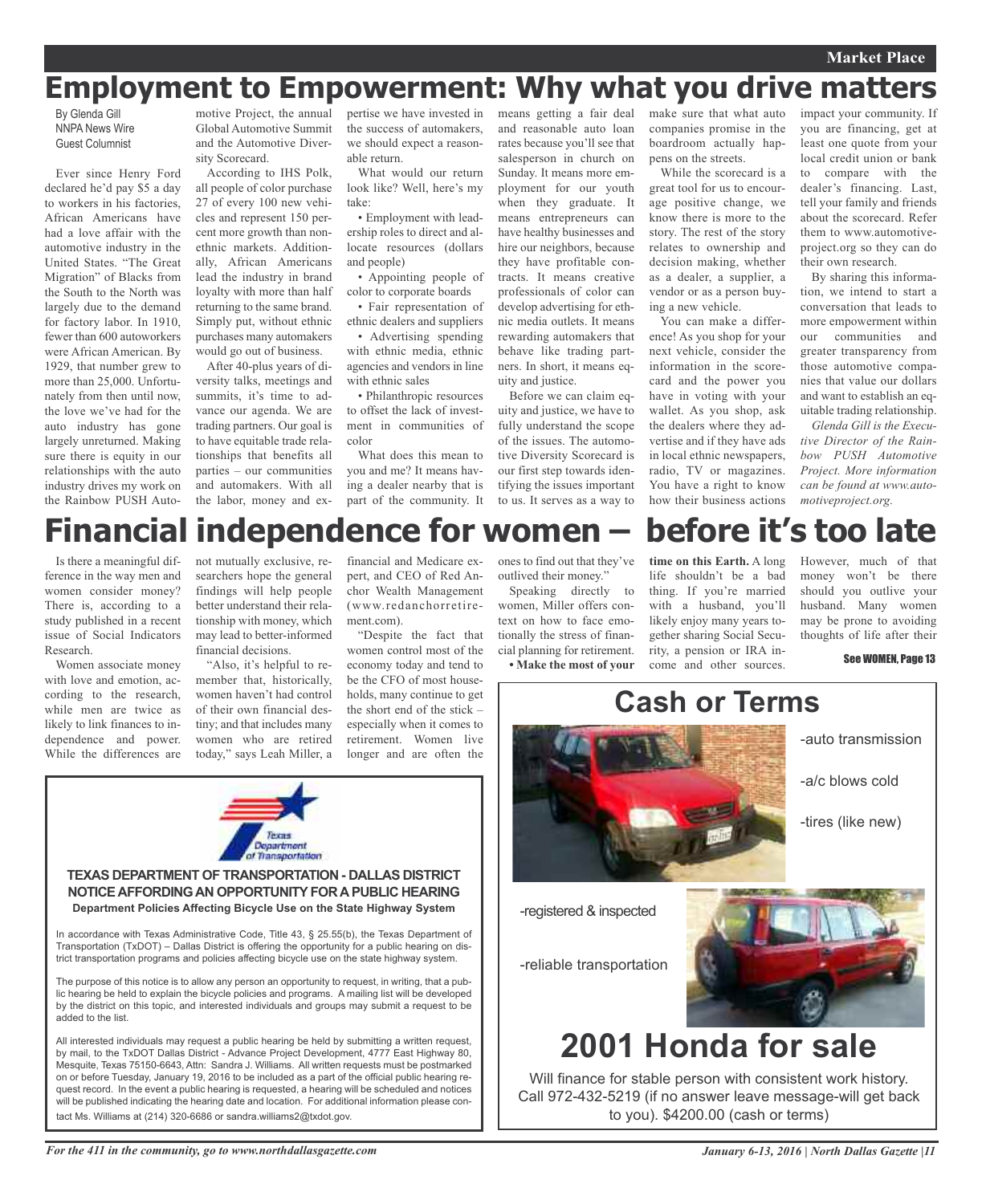# Employment to Empowerment: Why what you drive matters

By Glenda Gill
NNPA News Wire
Guest Columnist

Ever since Henry Ford declared he'd pay $5 a day to workers in his factories, African Americans have had a love affair with the automotive industry in the United States. "The Great Migration" of Blacks from the South to the North was largely due to the demand for factory labor. In 1910, fewer than 600 autoworkers were African American. By 1929, that number grew to more than 25,000. Unfortunately from then until now, the love we've had for the auto industry has gone largely unreturned. Making sure there is equity in our relationships with the auto industry drives my work on the Rainbow PUSH Automotive Project, the annual Global Automotive Summit and the Automotive Diversity Scorecard.

According to IHS Polk, all people of color purchase 27 of every 100 new vehicles and represent 150 percent more growth than non-ethnic markets. Additionally, African Americans lead the industry in brand loyalty with more than half returning to the same brand. Simply put, without ethnic purchases many automakers would go out of business.

After 40-plus years of diversity talks, meetings and summits, it's time to advance our agenda. We are trading partners. Our goal is to have equitable trade relationships that benefits all parties – our communities and automakers. With all the labor, money and expertise we have invested in the success of automakers, we should expect a reasonable return.

What would our return look like? Well, here's my take:

- Employment with leadership roles to direct and allocate resources (dollars and people)
- Appointing people of color to corporate boards
- Fair representation of ethnic dealers and suppliers
- Advertising spending with ethnic media, ethnic agencies and vendors in line with ethnic sales
- Philanthropic resources to offset the lack of investment in communities of color

What does this mean to you and me? It means having a dealer nearby that is part of the community. It means getting a fair deal and reasonable auto loan rates because you'll see that salesperson in church on Sunday. It means more employment for our youth when they graduate. It means entrepreneurs can have healthy businesses and hire our neighbors, because they have profitable contracts. It means creative professionals of color can develop advertising for ethnic media outlets. It means rewarding automakers that behave like trading partners. In short, it means equity and justice.

Before we can claim equity and justice, we have to fully understand the scope of the issues. The automotive Diversity Scorecard is our first step towards identifying the issues important to us. It serves as a way to make sure that what auto companies promise in the boardroom actually happens on the streets.

While the scorecard is a great tool for us to encourage positive change, we know there is more to the story. The rest of the story relates to ownership and decision making, whether as a dealer, a supplier, a vendor or as a person buying a new vehicle.

You can make a difference! As you shop for your next vehicle, consider the information in the scorecard and the power you have in voting with your wallet. As you shop, ask the dealers where they advertise and if they have ads in local ethnic newspapers, radio, TV or magazines. You have a right to know how their business actions impact your community. If you are financing, get at least one quote from your local credit union or bank to compare with the dealer's financing. Last, tell your family and friends about the scorecard. Refer them to www.automotiveproject.org so they can do their own research.

By sharing this information, we intend to start a conversation that leads to more empowerment within our communities and greater transparency from those automotive companies that value our dollars and want to establish an equitable trading relationship.

*Glenda Gill is the Executive Director of the Rainbow PUSH Automotive Project. More information can be found at www.automotiveproject.org.*

# Financial independence for women – before it's too late

Is there a meaningful difference in the way men and women consider money? There is, according to a study published in a recent issue of Social Indicators Research.

Women associate money with love and emotion, according to the research, while men are twice as likely to link finances to independence and power. While the differences are not mutually exclusive, researchers hope the general findings will help people better understand their relationship with money, which may lead to better-informed financial decisions.

"Also, it's helpful to remember that, historically, women haven't had control of their own financial destiny; and that includes many women who are retired today," says Leah Miller, a financial and Medicare expert, and CEO of Red Anchor Wealth Management (www.redanchorretirement.com).

"Despite the fact that women control most of the economy today and tend to be the CFO of most households, many continue to get the short end of the stick – especially when it comes to retirement. Women live longer and are often the ones to find out that they've outlived their money."

Speaking directly to women, Miller offers context on how to face emotionally the stress of financial planning for retirement.

- **Make the most of your time on this Earth.** A long life shouldn't be a bad thing. If you're married with a husband, you'll likely enjoy many years together sharing Social Security, a pension or IRA income and other sources. However, much of that money won't be there should you outlive your husband. Many women may be prone to avoiding thoughts of life after their

See WOMEN, Page 13

---

**TEXAS DEPARTMENT OF TRANSPORTATION - DALLAS DISTRICT**
**NOTICE AFFORDING AN OPPORTUNITY FOR A PUBLIC HEARING**
**Department Policies Affecting Bicycle Use on the State Highway System**

In accordance with Texas Administrative Code, Title 43, § 25.55(b), the Texas Department of Transportation (TxDOT) – Dallas District is offering the opportunity for a public hearing on district transportation programs and policies affecting bicycle use on the state highway system.

The purpose of this notice is to allow any person an opportunity to request, in writing, that a public hearing be held to explain the bicycle policies and programs. A mailing list will be developed by the district on this topic, and interested individuals and groups may submit a request to be added to the list.

All interested individuals may request a public hearing be held by submitting a written request, by mail, to the TxDOT Dallas District - Advance Project Development, 4777 East Highway 80, Mesquite, Texas 75150-6643, Attn: Sandra J. Williams. All written requests must be postmarked on or before Tuesday, January 19, 2016 to be included as a part of the official public hearing request record. In the event a public hearing is requested, a hearing will be scheduled and notices will be published indicating the hearing date and location. For additional information please contact Ms. Williams at (214) 320-6686 or sandra.williams2@txdot.gov.

---

## Cash or Terms

- -auto transmission
- -a/c blows cold
- -tires (like new)
- -registered & inspected
- -reliable transportation

## 2001 Honda for sale

Will finance for stable person with consistent work history. Call 972-432-5219 (if no answer leave message-will get back to you). $4200.00 (cash or terms)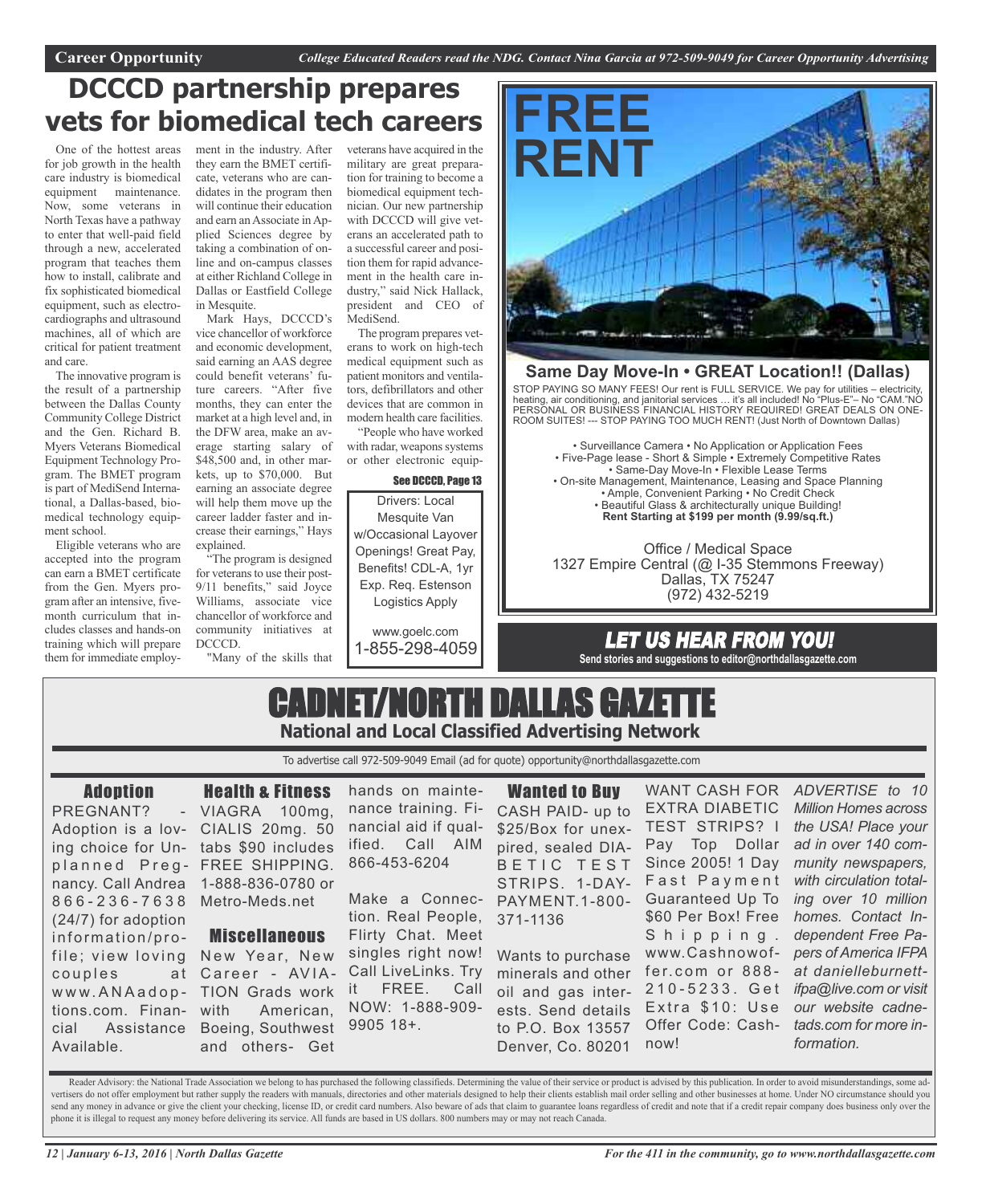Career Opportunity *College Educated Readers read the NDG. Contact Nina Garcia at 972-509-9049 for Career Opportunity Advertising*

# DCCCD partnership prepares vets for biomedical tech careers

One of the hottest areas for job growth in the health care industry is biomedical equipment maintenance. Now, some veterans in North Texas have a pathway to enter that well-paid field through a new, accelerated program that teaches them how to install, calibrate and fix sophisticated biomedical equipment, such as electrocardiographs and ultrasound machines, all of which are critical for patient treatment and care.

The innovative program is the result of a partnership between the Dallas County Community College District and the Gen. Richard B. Myers Veterans Biomedical Equipment Technology Program. The BMET program is part of MediSend International, a Dallas-based, biomedical technology equipment school.

Eligible veterans who are accepted into the program can earn a BMET certificate from the Gen. Myers program after an intensive, five-month curriculum that includes classes and hands-on training which will prepare them for immediate employment in the industry. After they earn the BMET certificate, veterans who are candidates in the program then will continue their education and earn an Associate in Applied Sciences degree by taking a combination of online and on-campus classes at either Richland College in Dallas or Eastfield College in Mesquite.

Mark Hays, DCCCD's vice chancellor of workforce and economic development, said earning an AAS degree could benefit veterans' future careers. "After five months, they can enter the market at a high level and, in the DFW area, make an average starting salary of $48,500 and, in other markets, up to $70,000. But earning an associate degree will help them move up the career ladder faster and increase their earnings," Hays explained.

"The program is designed for veterans to use their post-9/11 benefits," said Joyce Williams, associate vice chancellor of workforce and community initiatives at DCCCD.

"Many of the skills that veterans have acquired in the military are great preparation for training to become a biomedical equipment technician. Our new partnership with DCCCD will give veterans an accelerated path to a successful career and position them for rapid advancement in the health care industry," said Nick Hallack, president and CEO of MediSend.

The program prepares veterans to work on high-tech medical equipment such as patient monitors and ventilators, defibrillators and other devices that are common in modern health care facilities.

"People who have worked with radar, weapons systems or other electronic equip-

See DCCCD, Page 13

Drivers: Local Mesquite Van w/Occasional Layover Openings! Great Pay, Benefits! CDL-A, 1yr Exp. Req. Estenson Logistics Apply

www.goelc.com
1-855-298-4059

# FREE RENT

**Same Day Move-In • GREAT Location!! (Dallas)**

STOP PAYING SO MANY FEES! Our rent is FULL SERVICE. We pay for utilities – electricity, heating, air conditioning, and janitorial services … it's all included! No "Plus-E"– No "CAM."NO PERSONAL OR BUSINESS FINANCIAL HISTORY REQUIRED! GREAT DEALS ON ONE-ROOM SUITES! --- STOP PAYING TOO MUCH RENT! (Just North of Downtown Dallas)

• Surveillance Camera • No Application or Application Fees
• Five-Page lease - Short & Simple • Extremely Competitive Rates
• Same-Day Move-In • Flexible Lease Terms
• On-site Management, Maintenance, Leasing and Space Planning
• Ample, Convenient Parking • No Credit Check
• Beautiful Glass & architecturally unique Building!
**Rent Starting at $199 per month (9.99/sq.ft.)**

Office / Medical Space
1327 Empire Central (@ I-35 Stemmons Freeway)
Dallas, TX 75247
(972) 432-5219

### LET US HEAR FROM YOU!

**Send stories and suggestions to editor@northdallasgazette.com**

# CADNET/NORTH DALLAS GAZETTE

**National and Local Classified Advertising Network**

To advertise call 972-509-9049 Email (ad for quote) opportunity@northdallasgazette.com

### Adoption

PREGNANT? - Adoption is a loving choice for Unplanned Pregnancy. Call Andrea 866-236-7638 (24/7) for adoption information/profile; view loving couples at www.ANAadoptions.com. Financial Assistance Available.

### Health & Fitness

VIAGRA 100mg, CIALIS 20mg. 50 tabs $90 includes FREE SHIPPING. 1-888-836-0780 or Metro-Meds.net

### Miscellaneous

New Year, New Career - AVIATION Grads work with American, Boeing, Southwest and others- Get hands on maintenance training. Financial aid if qualified. Call AIM 866-453-6204

Make a Connection. Real People, Flirty Chat. Meet singles right now! Call LiveLinks. Try it FREE. Call NOW: 1-888-909-9905 18+.

### Wanted to Buy

CASH PAID- up to $25/Box for unexpired, sealed DIABETIC TEST STRIPS. 1-DAY-PAYMENT.1-800-371-1136

Wants to purchase minerals and other oil and gas interests. Send details to P.O. Box 13557 Denver, Co. 80201

WANT CASH FOR EXTRA DIABETIC TEST STRIPS? I Pay Top Dollar Since 2005! 1 Day Fast Payment Guaranteed Up To $60 Per Box! Free Shipping. www.Cashnowoffer.com or 888-210-5233. Get Extra $10: Use Offer Code: Cashnow!

*ADVERTISE to 10 Million Homes across the USA! Place your ad in over 140 community newspapers, with circulation totaling over 10 million homes. Contact Independent Free Papers of America IFPA at daniellehurnett-ifpa@live.com or visit our website cadnetads.com for more information.*

Reader Advisory: the National Trade Association we belong to has purchased the following classifieds. Determining the value of their service or product is advised by this publication. In order to avoid misunderstandings, some advertisers do not offer employment but rather supply the readers with manuals, directories and other materials designed to help their clients establish mail order selling and other businesses at home. Under NO circumstance should you send any money in advance or give the client your checking, license ID, or credit card numbers. Also beware of ads that claim to guarantee loans regardless of credit and note that if a credit repair company does business only over the phone it is illegal to request any money before delivering its service. All funds are based in US dollars. 800 numbers may or may not reach Canada.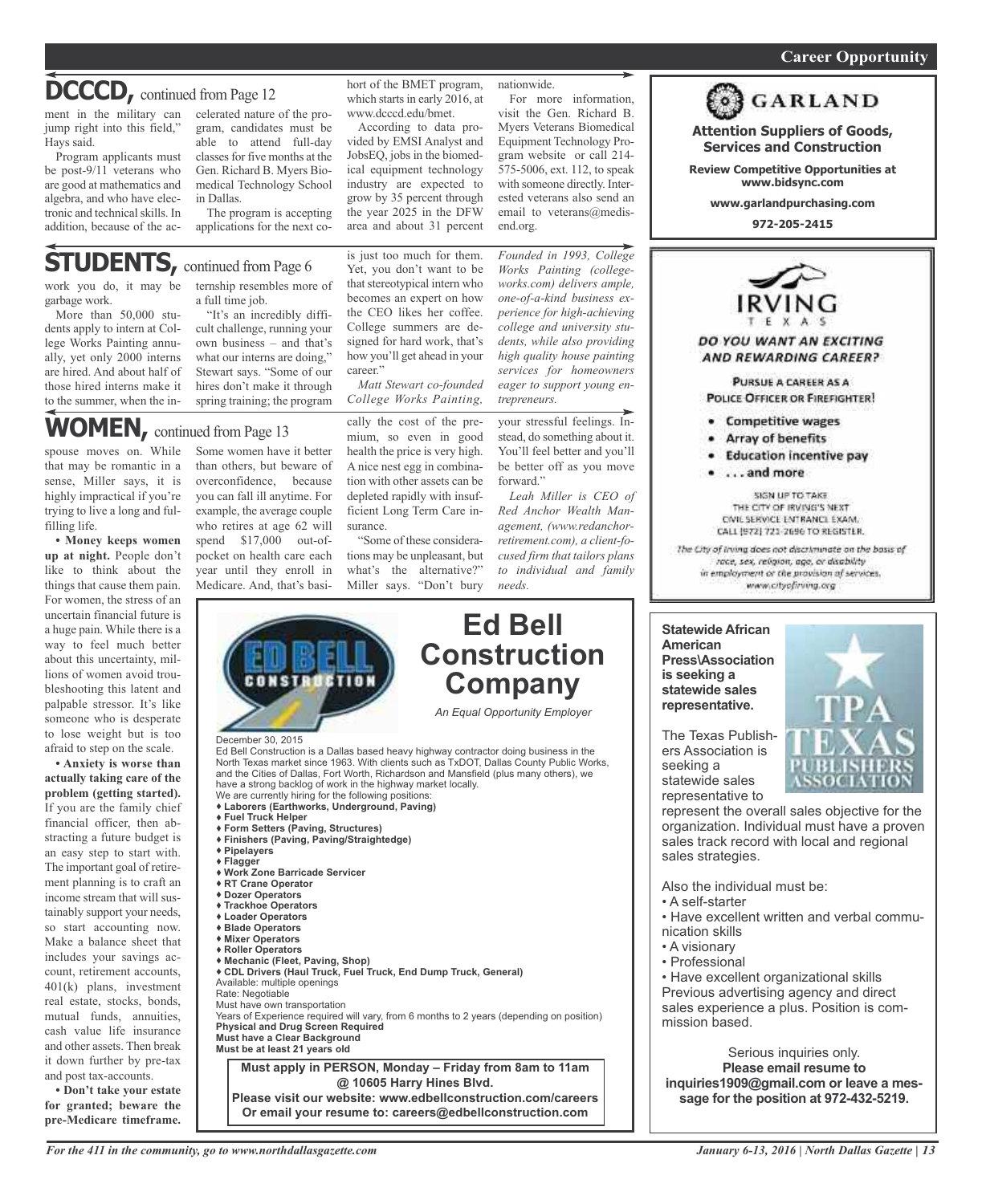## DCCCD, continued from Page 12

ment in the military can jump right into this field," Hays said.

Program applicants must be post-9/11 veterans who are good at mathematics and algebra, and who have electronic and technical skills. In addition, because of the accelerated nature of the program, candidates must be able to attend full-day classes for five months at the Gen. Richard B. Myers Biomedical Technology School in Dallas.

The program is accepting applications for the next cohort of the BMET program, which starts in early 2016, at www.dcccd.edu/bmet.

According to data provided by EMSI Analyst and JobsEQ, jobs in the biomedical equipment technology industry are expected to grow by 35 percent through the year 2025 in the DFW area and about 31 percent nationwide.

For more information, visit the Gen. Richard B. Myers Veterans Biomedical Equipment Technology Program website or call 214-575-5006, ext. 112, to speak with someone directly. Interested veterans also send an email to veterans@medisend.org.

## STUDENTS, continued from Page 6

work you do, it may be garbage work.

More than 50,000 students apply to intern at College Works Painting annually, yet only 2000 interns are hired. And about half of those hired interns make it to the summer, when the internship resembles more of a full time job.

"It's an incredibly difficult challenge, running your own business – and that's what our interns are doing," Stewart says. "Some of our hires don't make it through spring training; the program is just too much for them. Yet, you don't want to be that stereotypical intern who becomes an expert on how the CEO likes her coffee. College summers are designed for hard work, that's how you'll get ahead in your career."

*Matt Stewart co-founded College Works Painting, Founded in 1993, College Works Painting (collegeworks.com) delivers ample, one-of-a-kind business experience for high-achieving college and university students, while also providing high quality house painting services for homeowners eager to support young entrepreneurs.*

## WOMEN, continued from Page 13

spouse moves on. While that may be romantic in a sense, Miller says, it is highly impractical if you're trying to live a long and fulfilling life.

**• Money keeps women up at night.** People don't like to think about the things that cause them pain. For women, the stress of an uncertain financial future is a huge pain. While there is a way to feel much better about this uncertainty, millions of women avoid troubleshooting this latent and palpable stressor. It's like someone who is desperate to lose weight but is too afraid to step on the scale.

**• Anxiety is worse than actually taking care of the problem (getting started).** If you are the family chief financial officer, then abstracting a future budget is an easy step to start with. The important goal of retirement planning is to craft an income stream that will sustainably support your needs, so start accounting now. Make a balance sheet that includes your savings account, retirement accounts, 401(k) plans, investment real estate, stocks, bonds, mutual funds, annuities, cash value life insurance and other assets. Then break it down further by pre-tax and post tax-accounts.

**• Don't take your estate for granted; beware the pre-Medicare timeframe.** Some women have it better than others, but beware of overconfidence, because you can fall ill anytime. For example, the average couple who retires at age 62 will spend $17,000 out-of-pocket on health care each year until they enroll in Medicare. And, that's basically the cost of the premium, so even in good health the price is very high. A nice nest egg in combination with other assets can be depleted rapidly with insufficient Long Term Care insurance.

"Some of these considerations may be unpleasant, but what's the alternative?" Miller says. "Don't bury your stressful feelings. Instead, do something about it. You'll feel better and you'll be better off as you move forward."

*Leah Miller is CEO of Red Anchor Wealth Management, (www.redanchorretirement.com), a client-focused firm that tailors plans to individual and family needs.*

---

# Ed Bell Construction Company

*An Equal Opportunity Employer*

December 30, 2015

Ed Bell Construction is a Dallas based heavy highway contractor doing business in the North Texas market since 1963. With clients such as TxDOT, Dallas County Public Works, and the Cities of Dallas, Fort Worth, Richardson and Mansfield (plus many others), we have a strong backlog of work in the highway market locally.

We are currently hiring for the following positions:

- **Laborers (Earthworks, Underground, Paving)**
- **Fuel Truck Helper**
- **Form Setters (Paving, Structures)**
- **Finishers (Paving, Paving/Straightedge)**
- **Pipelayers**
- **Flagger**
- **Work Zone Barricade Servicer**
- **RT Crane Operator**
- **Dozer Operators**
- **Trackhoe Operators**
- **Loader Operators**
- **Blade Operators**
- **Mixer Operators**
- **Roller Operators**
- **Mechanic (Fleet, Paving, Shop)**
- **CDL Drivers (Haul Truck, Fuel Truck, End Dump Truck, General)**

Available: multiple openings
Rate: Negotiable
Must have own transportation
Years of Experience required will vary, from 6 months to 2 years (depending on position)
**Physical and Drug Screen Required**
**Must have a Clear Background**
**Must be at least 21 years old**

**Must apply in PERSON, Monday – Friday from 8am to 11am @ 10605 Harry Hines Blvd.**
**Please visit our website: www.edbellconstruction.com/careers**
**Or email your resume to: careers@edbellconstruction.com**

---

# GARLAND

**Attention Suppliers of Goods, Services and Construction**

**Review Competitive Opportunities at www.bidsync.com**

**www.garlandpurchasing.com**

**972-205-2415**

---

# IRVING
TEXAS

**DO YOU WANT AN EXCITING AND REWARDING CAREER?**

PURSUE A CAREER AS A POLICE OFFICER OR FIREFIGHTER!

- Competitive wages
- Array of benefits
- Education incentive pay
- . . . and more

SIGN UP TO TAKE THE CITY OF IRVING'S NEXT CIVIL SERVICE ENTRANCE EXAM. CALL (972) 721-2696 TO REGISTER.

The City of Irving does not discriminate on the basis of race, sex, religion, age, or disability in employment or the provision of services. www.cityofirving.org

---

**Statewide African American Press\Association is seeking a statewide sales representative.**

TPA TEXAS PUBLISHERS ASSOCIATION

The Texas Publishers Association is seeking a statewide sales representative to represent the overall sales objective for the organization. Individual must have a proven sales track record with local and regional sales strategies.

Also the individual must be:

- A self-starter
- Have excellent written and verbal communication skills
- A visionary
- Professional
- Have excellent organizational skills

Previous advertising agency and direct sales experience a plus. Position is commission based.

Serious inquiries only.
**Please email resume to inquiries1909@gmail.com or leave a message for the position at 972-432-5219.**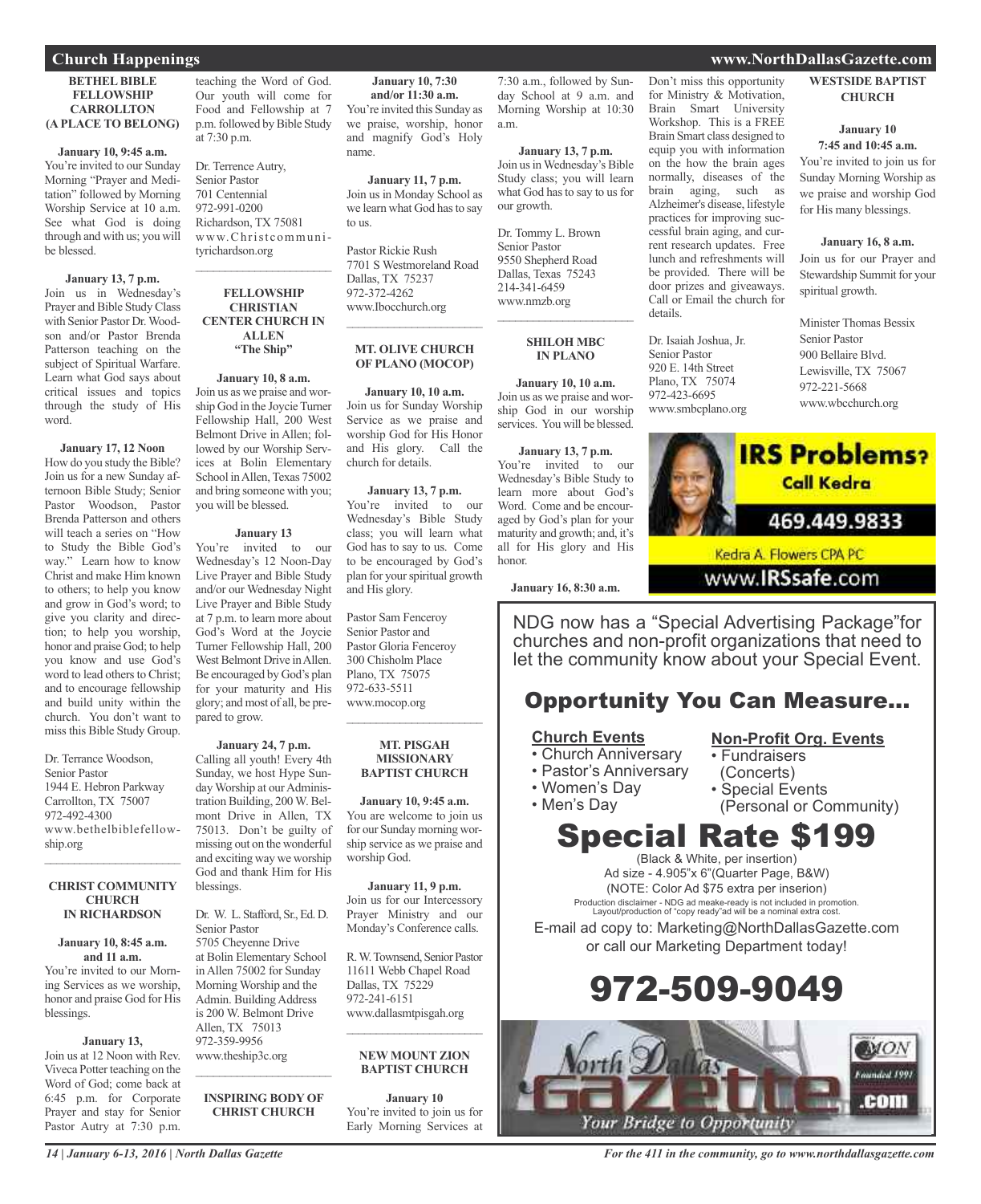## Church Happenings

### BETHEL BIBLE FELLOWSHIP CARROLLTON (A PLACE TO BELONG)

**January 10, 9:45 a.m.**
You're invited to our Sunday Morning "Prayer and Meditation" followed by Morning Worship Service at 10 a.m. See what God is doing through and with us; you will be blessed.

**January 13, 7 p.m.**
Join us in Wednesday's Prayer and Bible Study Class with Senior Pastor Dr. Woodson and/or Pastor Brenda Patterson teaching on the subject of Spiritual Warfare. Learn what God says about critical issues and topics through the study of His word.

**January 17, 12 Noon**
How do you study the Bible? Join us for a new Sunday afternoon Bible Study; Senior Pastor Woodson, Pastor Brenda Patterson and others will teach a series on "How to Study the Bible God's way." Learn how to know Christ and make Him known to others; to help you know and grow in God's word; to give you clarity and direction; to help you worship, honor and praise God; to help you know and use God's word to lead others to Christ; and to encourage fellowship and build unity within the church. You don't want to miss this Bible Study Group.

Dr. Terrance Woodson,
Senior Pastor
1944 E. Hebron Parkway
Carrollton, TX 75007
972-492-4300
www.bethelbiblefellowship.org

---

### CHRIST COMMUNITY CHURCH IN RICHARDSON

**January 10, 8:45 a.m. and 11 a.m.**
You're invited to our Morning Services as we worship, honor and praise God for His blessings.

**January 13,**
Join us at 12 Noon with Rev. Viveca Potter teaching on the Word of God; come back at 6:45 p.m. for Corporate Prayer and stay for Senior Pastor Autry at 7:30 p.m. teaching the Word of God. Our youth will come for Food and Fellowship at 7 p.m. followed by Bible Study at 7:30 p.m.

Dr. Terrence Autry,
Senior Pastor
701 Centennial
972-991-0200
Richardson, TX 75081
www.Christcommunityrichardson.org

---

### FELLOWSHIP CHRISTIAN CENTER CHURCH IN ALLEN "The Ship"

**January 10, 8 a.m.**
Join us as we praise and worship God in the Joycie Turner Fellowship Hall, 200 West Belmont Drive in Allen; followed by our Worship Services at Bolin Elementary School in Allen, Texas 75002 and bring someone with you; you will be blessed.

**January 13**
You're invited to our Wednesday's 12 Noon-Day Live Prayer and Bible Study and/or our Wednesday Night Live Prayer and Bible Study at 7 p.m. to learn more about God's Word at the Joycie Turner Fellowship Hall, 200 West Belmont Drive in Allen. Be encouraged by God's plan for your maturity and His glory; and most of all, be prepared to grow.

**January 24, 7 p.m.**
Calling all youth! Every 4th Sunday, we host Hype Sunday Worship at our Administration Building, 200 W. Belmont Drive in Allen, TX 75013. Don't be guilty of missing out on the wonderful and exciting way we worship God and thank Him for His blessings.

Dr. W. L. Stafford, Sr., Ed. D.
Senior Pastor
5705 Cheyenne Drive
at Bolin Elementary School in Allen 75002 for Sunday Morning Worship and the Admin. Building Address is 200 W. Belmont Drive
Allen, TX 75013
972-359-9956
www.theship3c.org

---

### INSPIRING BODY OF CHRIST CHURCH

**January 10, 7:30 and/or 11:30 a.m.**
You're invited this Sunday as we praise, worship, honor and magnify God's Holy name.

**January 11, 7 p.m.**
Join us in Monday School as we learn what God has to say to us.

Pastor Rickie Rush
7701 S Westmoreland Road
Dallas, TX 75237
972-372-4262
www.Ibocchurch.org

---

### MT. OLIVE CHURCH OF PLANO (MOCOP)

**January 10, 10 a.m.**
Join us for Sunday Worship Service as we praise and worship God for His Honor and His glory. Call the church for details.

**January 13, 7 p.m.**
You're invited to our Wednesday's Bible Study class; you will learn what God has to say to us. Come to be encouraged by God's plan for your spiritual growth and His glory.

Pastor Sam Fenceroy
Senior Pastor and
Pastor Gloria Fenceroy
300 Chisholm Place
Plano, TX 75075
972-633-5511
www.mocop.org

---

### MT. PISGAH MISSIONARY BAPTIST CHURCH

**January 10, 9:45 a.m.**
You are welcome to join us for our Sunday morning worship service as we praise and worship God.

**January 11, 9 p.m.**
Join us for our Intercessory Prayer Ministry and our Monday's Conference calls.

R. W. Townsend, Senior Pastor
11611 Webb Chapel Road
Dallas, TX 75229
972-241-6151
www.dallasmtpisgah.org

---

### NEW MOUNT ZION BAPTIST CHURCH

**January 10**
You're invited to join us for Early Morning Services at 7:30 a.m., followed by Sunday School at 9 a.m. and Morning Worship at 10:30 a.m.

**January 13, 7 p.m.**
Join us in Wednesday's Bible Study class; you will learn what God has to say to us for our growth.

Dr. Tommy L. Brown
Senior Pastor
9550 Shepherd Road
Dallas, Texas 75243
214-341-6459
www.nmzb.org

---

### SHILOH MBC IN PLANO

**January 10, 10 a.m.**
Join us as we praise and worship God in our worship services. You will be blessed.

**January 13, 7 p.m.**
You're invited to our Wednesday's Bible Study to learn more about God's Word. Come and be encouraged by God's plan for your maturity and growth; and, it's all for His glory and His honor.

**January 16, 8:30 a.m.**
Don't miss this opportunity for Ministry & Motivation, Brain Smart University Workshop. This is a FREE Brain Smart class designed to equip you with information on the how the brain ages normally, diseases of the brain aging, such as Alzheimer's disease, lifestyle practices for improving successful brain aging, and current research updates. Free lunch and refreshments will be provided. There will be door prizes and giveaways. Call or Email the church for details.

Dr. Isaiah Joshua, Jr.
Senior Pastor
920 E. 14th Street
Plano, TX 75074
972-423-6695
www.smbcplano.org

---

### WESTSIDE BAPTIST CHURCH

**January 10**
**7:45 and 10:45 a.m.**
You're invited to join us for Sunday Morning Worship as we praise and worship God for His many blessings.

**January 16, 8 a.m.**
Join us for our Prayer and Stewardship Summit for your spiritual growth.

Minister Thomas Bessix
Senior Pastor
900 Bellaire Blvd.
Lewisville, TX 75067
972-221-5668
www.wbcchurch.org

---

**IRS Problems?**
Call Kedra
469.449.9833
Kedra A. Flowers CPA PC
www.IRSsafe.com

---

NDG now has a "Special Advertising Package"for churches and non-profit organizations that need to let the community know about your Special Event.

## Opportunity You Can Measure...

**Church Events**
- Church Anniversary
- Pastor's Anniversary
- Women's Day
- Men's Day

**Non-Profit Org. Events**
- Fundraisers (Concerts)
- Special Events (Personal or Community)

## Special Rate $199

(Black & White, per insertion)
Ad size - 4.905"x 6"(Quarter Page, B&W)
(NOTE: Color Ad $75 extra per inserion)
Production disclaimer - NDG ad meake-ready is not included in promotion. Layout/production of "copy ready"ad will be a nominal extra cost.

E-mail ad copy to: Marketing@NorthDallasGazette.com
or call our Marketing Department today!

## 972-509-9049

North Dallas Gazette .com
Your Bridge to Opportunity
MON Founded 1991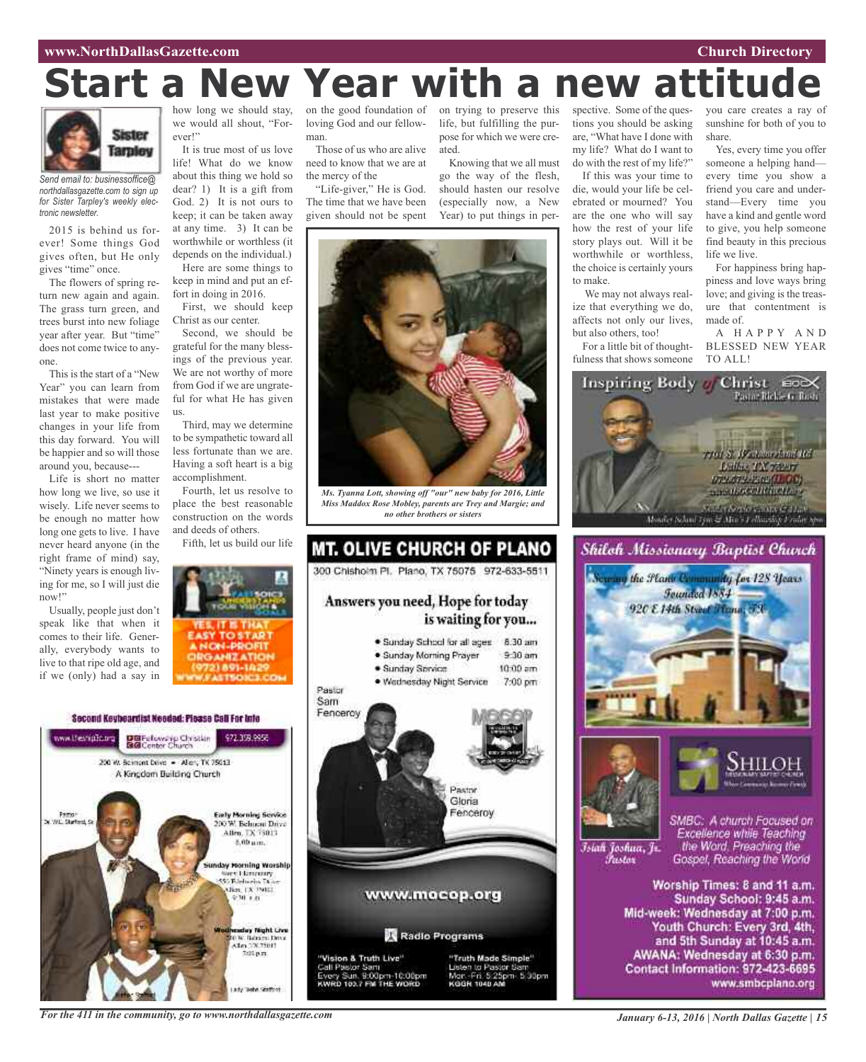# Start a New Year with a new attitude

Sister Tarpley

*Send email to: businessoffice@northdallasgazette.com to sign up for Sister Tarpley's weekly electronic newsletter.*

2015 is behind us forever! Some things God gives often, but He only gives "time" once.

The flowers of spring return new again and again. The grass turn green, and trees burst into new foliage year after year. But "time" does not come twice to anyone.

This is the start of a "New Year" you can learn from mistakes that were made last year to make positive changes in your life from this day forward. You will be happier and so will those around you, because---

Life is short no matter how long we live, so use it wisely. Life never seems to be enough no matter how long one gets to live. I have never heard anyone (in the right frame of mind) say, "Ninety years is enough living for me, so I will just die now!"

Usually, people just don't speak like that when it comes to their life. Generally, everybody wants to live to that ripe old age, and if we (only) had a say in how long we should stay, we would all shout, "Forever!"

It is true most of us love life! What do we know about this thing we hold so dear? 1) It is a gift from God. 2) It is not ours to keep; it can be taken away at any time. 3) It can be worthwhile or worthless (it depends on the individual.)

Here are some things to keep in mind and put an effort in doing in 2016.

First, we should keep Christ as our center.

Second, we should be grateful for the many blessings of the previous year. We are not worthy of more from God if we are ungrateful for what He has given us.

Third, may we determine to be sympathetic toward all less fortunate than we are. Having a soft heart is a big accomplishment.

Fourth, let us resolve to place the best reasonable construction on the words and deeds of others.

Fifth, let us build our life on the good foundation of loving God and our fellowman.

Those of us who are alive need to know that we are at the mercy of the "Life-giver," He is God. The time that we have been given should not be spent on trying to preserve this life, but fulfilling the purpose for which we were created.

Knowing that we all must go the way of the flesh, should hasten our resolve (especially now, a New Year) to put things in perspective. Some of the questions you should be asking are, "What have I done with my life? What do I want to do with the rest of my life?"

If this was your time to die, would your life be celebrated or mourned? You are the one who will say how the rest of your life story plays out. Will it be worthwhile or worthless, the choice is certainly yours to make.

We may not always realize that everything we do, affects not only our lives, but also others, too!

For a little bit of thoughtfulness that shows someone you care creates a ray of sunshine for both of you to share.

Yes, every time you offer someone a helping hand—every time you show a friend you care and understand—Every time you have a kind and gentle word to give, you help someone find beauty in this precious life we live.

For happiness bring happiness and love ways bring love; and giving is the treasure that contentment is made of.

A HAPPY AND BLESSED NEW YEAR TO ALL!

*Ms. Tyanna Lott, showing off "our" new baby for 2016, Little Miss Maddox Rose Mobley, parents are Trey and Margie; and no other brothers or sisters*

FAST 501C3 UNDERSTANDS YOUR VISION & GOALS

YES, IT IS THAT EASY TO START A NON-PROFIT ORGANIZATION
(972) 891-1429
WWW.FAST501C3.COM

**Second Keyboardist Needed: Please Call For Info**

www.thesiplc.org | Fellowship Christian Center Church | 972.359.9956

200 W. Belmont Drive • Allen, TX 75013
A Kingdom Building Church

Pastor Dr. W.L. Stafford, Sr.

Early Morning Service
200 W. Belmont Drive
Allen, TX 75013
8:00 a.m.

Sunday Morning Worship
Story Elementary
1550 Edelweiss Drive
Allen, TX 75002
9:30 a.m.

Wednesday Night Live
200 W. Belmont Drive
Allen, TX 75013
7:00 p.m.

Lady Stafford

## MT. OLIVE CHURCH OF PLANO

300 Chisholm Pl. Plano, TX 75075 972-633-5511

Answers you need, Hope for today is waiting for you...

- Sunday School for all ages 8:30 am
- Sunday Morning Prayer 9:30 am
- Sunday Service 10:00 am
- Wednesday Night Service 7:00 pm

Pastor Sam Fenceroy

Pastor Gloria Fenceroy

www.mocop.org

Radio Programs

"Vision & Truth Live"
Call Pastor Sam
Every Sun. 9:00pm-10:00pm
KWRD 100.7 FM THE WORD

"Truth Made Simple"
Listen to Pastor Sam
Mon.-Fri. 5:25pm- 5:30pm
KGGR 1040 AM

## Inspiring Body of Christ

IBOC

Pastor Rickie G. Rush

7701 S. Westmoreland Rd.
Dallas, TX 75237
972.672.4262 (IBOC)
www.IBOCCHURCH.org

Sunday Service 7:30 & 11:30 am
Monday School 7pm & Men's Fellowship Friday 8pm

## Shiloh Missionary Baptist Church

Serving the Plano Community for 128 Years
Founded 1884
920 E 14th Street Plano, TX

SHILOH MISSIONARY BAPTIST CHURCH
Where Community Becomes Family

Isiah Joshua, Jr.
Pastor

SMBC: A church Focused on Excellence while Teaching the Word, Preaching the Gospel, Reaching the World

Worship Times: 8 and 11 a.m.
Sunday School: 9:45 a.m.
Mid-week: Wednesday at 7:00 p.m.
Youth Church: Every 3rd, 4th, and 5th Sunday at 10:45 a.m.
AWANA: Wednesday at 6:30 p.m.
Contact Information: 972-423-6695
www.smbcplano.org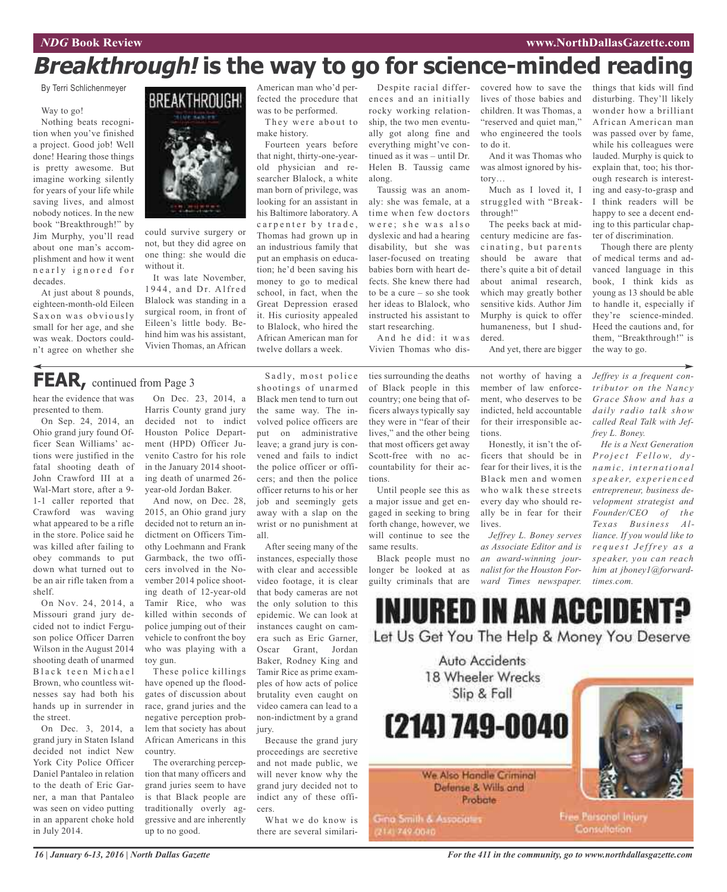*NDG* **Book Review**

# *Breakthrough!* is the way to go for science-minded reading

By Terri Schlichenmeyer

Way to go!

Nothing beats recognition when you've finished a project. Good job! Well done! Hearing those things is pretty awesome. But imagine working silently for years of your life while saving lives, and almost nobody notices. In the new book "Breakthrough!" by Jim Murphy, you'll read about one man's accomplishment and how it went nearly ignored for decades.

At just about 8 pounds, eighteen-month-old Eileen Saxon was obviously small for her age, and she was weak. Doctors couldn't agree on whether she could survive surgery or not, but they did agree on one thing: she would die without it.

It was late November, 1944, and Dr. Alfred Blalock was standing in a surgical room, in front of Eileen's little body. Behind him was his assistant, Vivien Thomas, an African American man who'd perfected the procedure that was to be performed.

They were about to make history.

Fourteen years before that night, thirty-one-year-old physician and researcher Blalock, a white man born of privilege, was looking for an assistant in his Baltimore laboratory. A carpenter by trade, Thomas had grown up in an industrious family that put an emphasis on education; he'd been saving his money to go to medical school, in fact, when the Great Depression erased it. His curiosity appealed to Blalock, who hired the African American man for twelve dollars a week.

Despite racial differences and an initially rocky working relationship, the two men eventually got along fine and everything might've continued as it was – until Dr. Helen B. Taussig came along.

Taussig was an anomaly: she was female, at a time when few doctors were; she was also dyslexic and had a hearing disability, but she was laser-focused on treating babies born with heart defects. She knew there had to be a cure – so she took her ideas to Blalock, who instructed his assistant to start researching.

And he did: it was Vivien Thomas who discovered how to save the lives of those babies and children. It was Thomas, a "reserved and quiet man," who engineered the tools to do it.

And it was Thomas who was almost ignored by history…

Much as I loved it, I struggled with "Breakthrough!"

The peeks back at mid-century medicine are fascinating, but parents should be aware that there's quite a bit of detail about animal research, which may greatly bother sensitive kids. Author Jim Murphy is quick to offer humaneness, but I shuddered.

And yet, there are bigger things that kids will find disturbing. They'll likely wonder how a brilliant African American man was passed over by fame, while his colleagues were lauded. Murphy is quick to explain that, too; his thorough research is interesting and easy-to-grasp and I think readers will be happy to see a decent ending to this particular chapter of discrimination.

Though there are plenty of medical terms and advanced language in this book, I think kids as young as 13 should be able to handle it, especially if they're science-minded. Heed the cautions and, for them, "Breakthrough!" is the way to go.

---

## FEAR, continued from Page 3

hear the evidence that was presented to them.

On Sep. 24, 2014, an Ohio grand jury found Officer Sean Williams' actions were justified in the fatal shooting death of John Crawford III at a Wal-Mart store, after a 9-1-1 caller reported that Crawford was waving what appeared to be a rifle in the store. Police said he was killed after failing to obey commands to put down what turned out to be an air rifle taken from a shelf.

On Nov. 24, 2014, a Missouri grand jury decided not to indict Ferguson police Officer Darren Wilson in the August 2014 shooting death of unarmed Black teen Michael Brown, who countless witnesses say had both his hands up in surrender in the street.

On Dec. 3, 2014, a grand jury in Staten Island decided not indict New York City Police Officer Daniel Pantaleo in relation to the death of Eric Garner, a man that Pantaleo was seen on video putting in an apparent choke hold in July 2014.

On Dec. 23, 2014, a Harris County grand jury decided not to indict Houston Police Department (HPD) Officer Juvenito Castro for his role in the January 2014 shooting death of unarmed 26-year-old Jordan Baker.

And now, on Dec. 28, 2015, an Ohio grand jury decided not to return an indictment on Officers Timothy Loehmann and Frank Garmback, the two officers involved in the November 2014 police shooting death of 12-year-old Tamir Rice, who was killed within seconds of police jumping out of their vehicle to confront the boy who was playing with a toy gun.

These police killings have opened up the floodgates of discussion about race, grand juries and the negative perception problem that society has about African Americans in this country.

The overarching perception that many officers and grand juries seem to have is that Black people are traditionally overly aggressive and are inherently up to no good.

Sadly, most police shootings of unarmed Black men tend to turn out the same way. The involved police officers are put on administrative leave; a grand jury is convened and fails to indict the police officer or officers; and then the police officer returns to his or her job and seemingly gets away with a slap on the wrist or no punishment at all.

After seeing many of the instances, especially those with clear and accessible video footage, it is clear that body cameras are not the only solution to this epidemic. We can look at instances caught on camera such as Eric Garner, Oscar Grant, Jordan Baker, Rodney King and Tamir Rice as prime examples of how acts of police brutality even caught on video camera can lead to a non-indictment by a grand jury.

Because the grand jury proceedings are secretive and not made public, we will never know why the grand jury decided not to indict any of these officers.

What we do know is there are several similarities surrounding the deaths of Black people in this country; one being that officers always typically say they were in "fear of their lives," and the other being that most officers get away Scott-free with no accountability for their actions.

Until people see this as a major issue and get engaged in seeking to bring forth change, however, we will continue to see the same results.

Black people must no longer be looked at as guilty criminals that are not worthy of having a member of law enforcement, who deserves to be indicted, held accountable for their irresponsible actions.

Honestly, it isn't the officers that should be in fear for their lives, it is the Black men and women who walk these streets every day who should really be in fear for their lives.

*Jeffrey L. Boney serves as Associate Editor and is an award-winning journalist for the Houston Forward Times newspaper. Jeffrey is a frequent contributor on the Nancy Grace Show and has a daily radio talk show called Real Talk with Jeffrey L. Boney.*

*He is a Next Generation Project Fellow, dynamic, international speaker, experienced entrepreneur, business development strategist and Founder/CEO of the Texas Business Alliance. If you would like to request Jeffrey as a speaker, you can reach him at jboney1@forwardtimes.com.*

---

**INJURED IN AN ACCIDENT?**

Let Us Get You The Help & Money You Deserve

Auto Accidents
18 Wheeler Wrecks
Slip & Fall

**(214) 749-0040**

We Also Handle Criminal Defense & Wills and Probate

Gina Smith & Associates
(214) 749-0040

Free Personal Injury Consultation